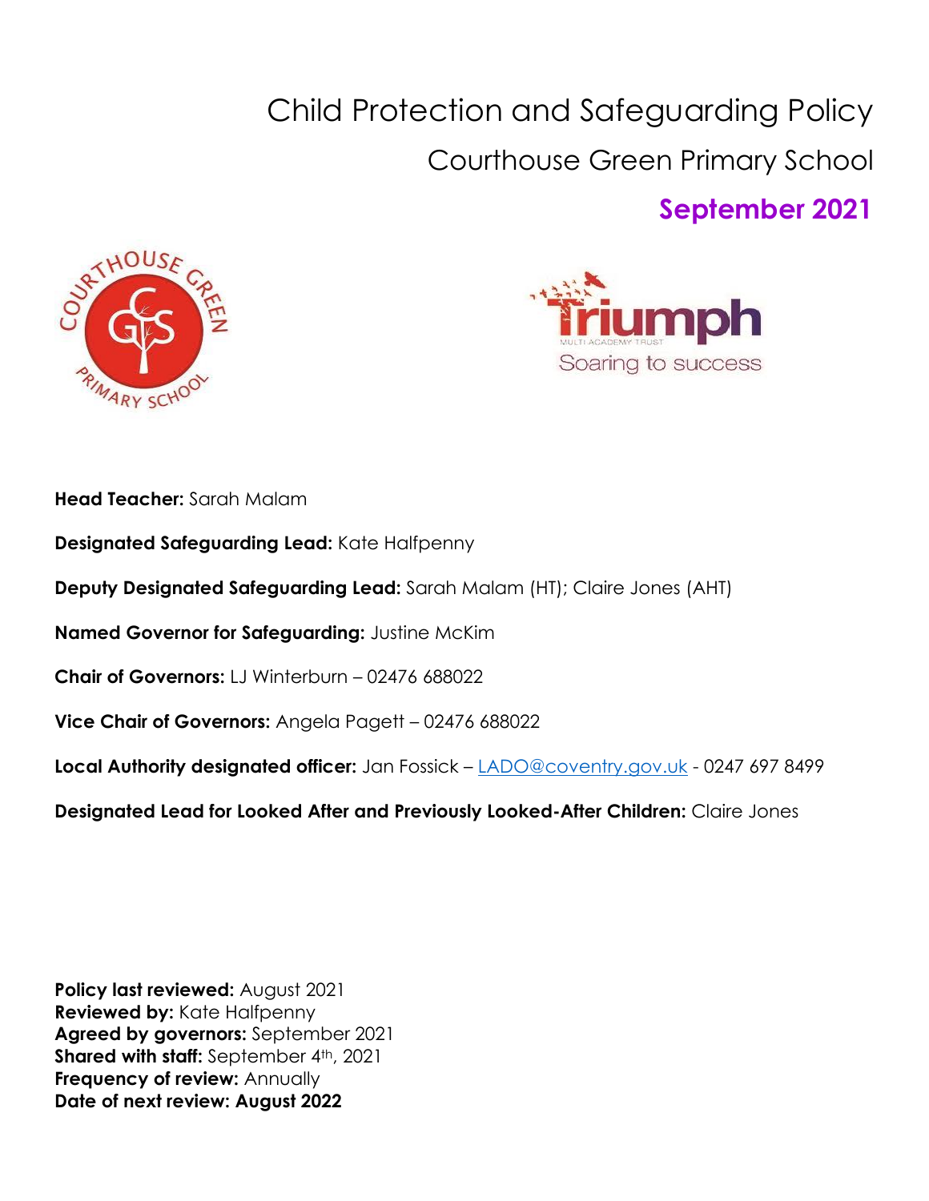# Child Protection and Safeguarding Policy

## Courthouse Green Primary School

## September 2021

**Head Teacher:** Sarah Malam

**Designated Safeguarding Lead:** Kate Halfpenny

**Deputy Designated Safeguarding Lead:** Sarah Malam (HT); Claire Jones (AHT)

**Named Governor for Safeguarding:** Justine McKim

**Chair of Governors:** LJ Winterburn – 02476 688022

**Vice Chair of Governors:** Angela Pagett – 02476 688022

**Local Authority designated officer:** Jan Fossick – LADO@coventry.gov.uk - 0247 697 8499

**Designated Lead for Looked After and Previously Looked-After Children:** Claire Jones

**Policy last reviewed:** August 2021
**Reviewed by:** Kate Halfpenny
**Agreed by governors:** September 2021
**Shared with staff:** September 4th, 2021
**Frequency of review:** Annually
**Date of next review: August 2022**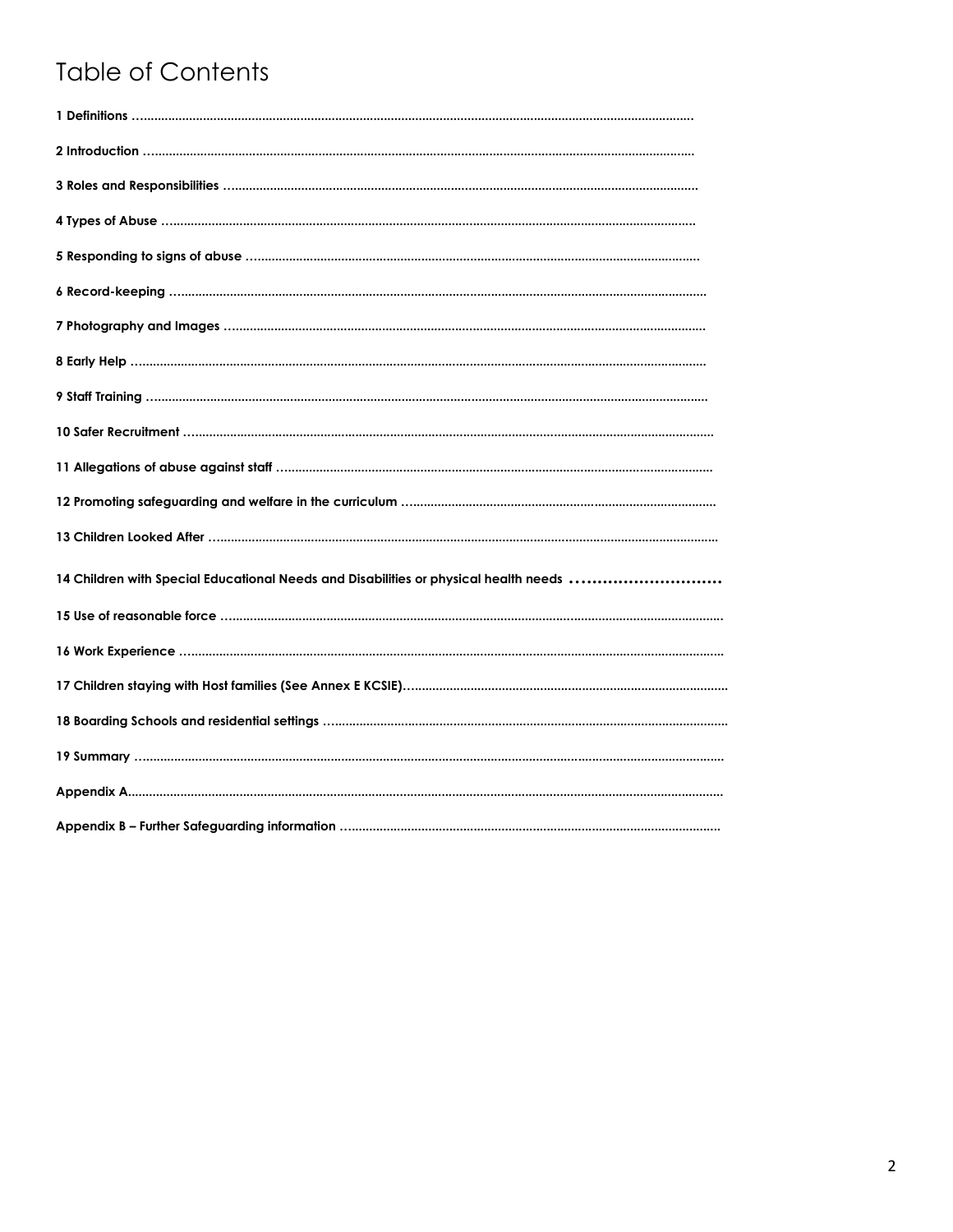# Table of Contents

**1 Definitions** …………………………………………………………………………………………………………

**2 Introduction** …………………………………………………………………………………………………………

**3 Roles and Responsibilities** ……………………………………………………………………………………

**4 Types of Abuse** ………………………………………………………………………………………………………

**5 Responding to signs of abuse** ………………………………………………………………………………

**6 Record-keeping** ………………………………………………………………………………………………………

**7 Photography and Images** ………………………………………………………………………………………

**8 Early Help** ………………………………………………………………………………………………………………

**9 Staff Training** …………………………………………………………………………………………………………

**10 Safer Recruitment** …………………………………………………………………………………………………

**11 Allegations of abuse against staff** ………………………………………………………………………

**12 Promoting safeguarding and welfare in the curriculum** ………………………………………

**13 Children Looked After** …………………………………………………………………………………………

**14 Children with Special Educational Needs and Disabilities or physical health needs** …………………………

**15 Use of reasonable force** ………………………………………………………………………………………

**16 Work Experience** ……………………………………………………………………………………………………

**17 Children staying with Host families (See Annex E KCSIE)**…………………………………………

**18 Boarding Schools and residential settings** ……………………………………………………………

**19 Summary** ………………………………………………………………………………………………………………

**Appendix A**…………………………………………………………………………………………………………………

**Appendix B – Further Safeguarding information** ………………………………………………………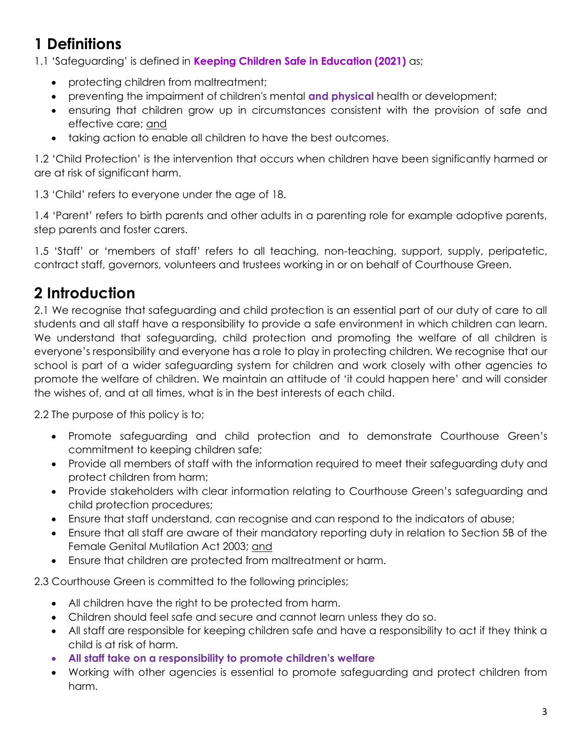## 1 Definitions

1.1 'Safeguarding' is defined in **Keeping Children Safe in Education (2021)** as;

- protecting children from maltreatment;
- preventing the impairment of children's mental **and physical** health or development;
- ensuring that children grow up in circumstances consistent with the provision of safe and effective care; and
- taking action to enable all children to have the best outcomes.

1.2 'Child Protection' is the intervention that occurs when children have been significantly harmed or are at risk of significant harm.

1.3 'Child' refers to everyone under the age of 18.

1.4 'Parent' refers to birth parents and other adults in a parenting role for example adoptive parents, step parents and foster carers.

1.5 'Staff' or 'members of staff' refers to all teaching, non-teaching, support, supply, peripatetic, contract staff, governors, volunteers and trustees working in or on behalf of Courthouse Green.

## 2 Introduction

2.1 We recognise that safeguarding and child protection is an essential part of our duty of care to all students and all staff have a responsibility to provide a safe environment in which children can learn. We understand that safeguarding, child protection and promoting the welfare of all children is everyone's responsibility and everyone has a role to play in protecting children. We recognise that our school is part of a wider safeguarding system for children and work closely with other agencies to promote the welfare of children. We maintain an attitude of 'it could happen here' and will consider the wishes of, and at all times, what is in the best interests of each child.

2.2 The purpose of this policy is to;

- Promote safeguarding and child protection and to demonstrate Courthouse Green's commitment to keeping children safe;
- Provide all members of staff with the information required to meet their safeguarding duty and protect children from harm;
- Provide stakeholders with clear information relating to Courthouse Green's safeguarding and child protection procedures;
- Ensure that staff understand, can recognise and can respond to the indicators of abuse;
- Ensure that all staff are aware of their mandatory reporting duty in relation to Section 5B of the Female Genital Mutilation Act 2003; and
- Ensure that children are protected from maltreatment or harm.

2.3 Courthouse Green is committed to the following principles;

- All children have the right to be protected from harm.
- Children should feel safe and secure and cannot learn unless they do so.
- All staff are responsible for keeping children safe and have a responsibility to act if they think a child is at risk of harm.
- **All staff take on a responsibility to promote children's welfare**
- Working with other agencies is essential to promote safeguarding and protect children from harm.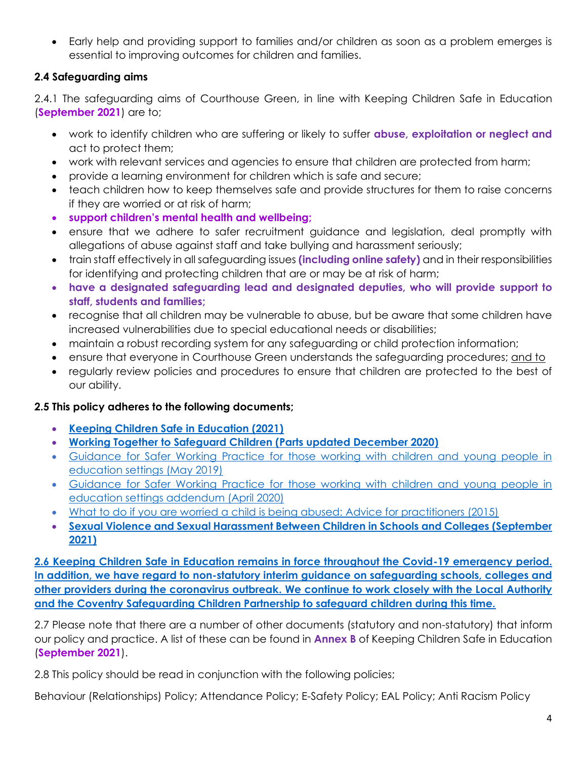- Early help and providing support to families and/or children as soon as a problem emerges is essential to improving outcomes for children and families.

### 2.4 Safeguarding aims

2.4.1 The safeguarding aims of Courthouse Green, in line with Keeping Children Safe in Education (**September 2021**) are to;

- work to identify children who are suffering or likely to suffer **abuse, exploitation or neglect and** act to protect them;
- work with relevant services and agencies to ensure that children are protected from harm;
- provide a learning environment for children which is safe and secure;
- teach children how to keep themselves safe and provide structures for them to raise concerns if they are worried or at risk of harm;
- **support children's mental health and wellbeing;**
- ensure that we adhere to safer recruitment guidance and legislation, deal promptly with allegations of abuse against staff and take bullying and harassment seriously;
- train staff effectively in all safeguarding issues **(including online safety)** and in their responsibilities for identifying and protecting children that are or may be at risk of harm;
- **have a designated safeguarding lead and designated deputies, who will provide support to staff, students and families;**
- recognise that all children may be vulnerable to abuse, but be aware that some children have increased vulnerabilities due to special educational needs or disabilities;
- maintain a robust recording system for any safeguarding or child protection information;
- ensure that everyone in Courthouse Green understands the safeguarding procedures; and to
- regularly review policies and procedures to ensure that children are protected to the best of our ability.

### 2.5 This policy adheres to the following documents;

- **Keeping Children Safe in Education (2021)**
- **Working Together to Safeguard Children (Parts updated December 2020)**
- Guidance for Safer Working Practice for those working with children and young people in education settings (May 2019)
- Guidance for Safer Working Practice for those working with children and young people in education settings addendum (April 2020)
- What to do if you are worried a child is being abused: Advice for practitioners (2015)
- **Sexual Violence and Sexual Harassment Between Children in Schools and Colleges (September 2021)**

**2.6 Keeping Children Safe in Education remains in force throughout the Covid-19 emergency period. In addition, we have regard to non-statutory interim guidance on safeguarding schools, colleges and other providers during the coronavirus outbreak. We continue to work closely with the Local Authority and the Coventry Safeguarding Children Partnership to safeguard children during this time.**

2.7 Please note that there are a number of other documents (statutory and non-statutory) that inform our policy and practice. A list of these can be found in **Annex B** of Keeping Children Safe in Education (**September 2021**).

2.8 This policy should be read in conjunction with the following policies;

Behaviour (Relationships) Policy; Attendance Policy; E-Safety Policy; EAL Policy; Anti Racism Policy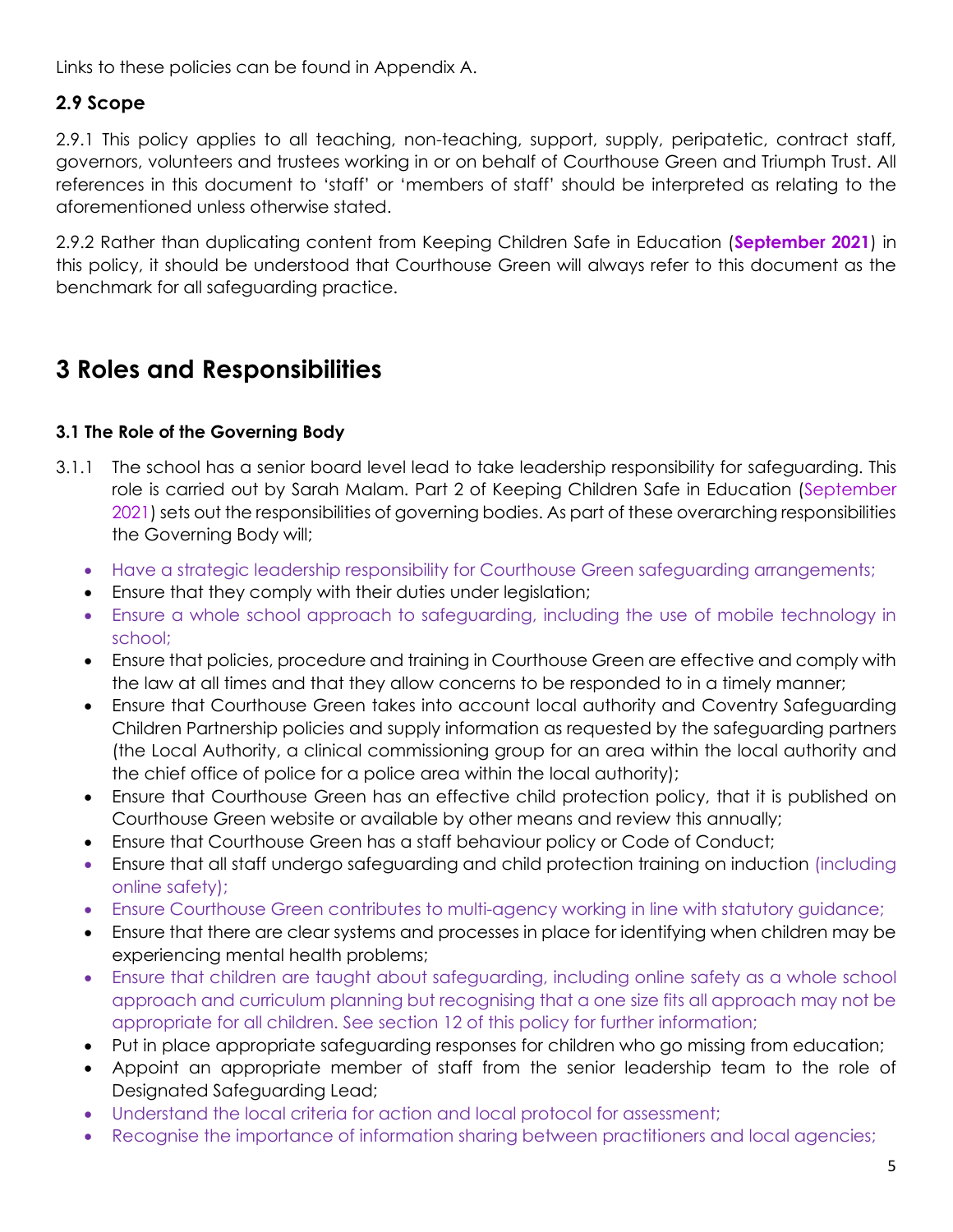Links to these policies can be found in Appendix A.

## 2.9 Scope

2.9.1 This policy applies to all teaching, non-teaching, support, supply, peripatetic, contract staff, governors, volunteers and trustees working in or on behalf of Courthouse Green and Triumph Trust. All references in this document to 'staff' or 'members of staff' should be interpreted as relating to the aforementioned unless otherwise stated.

2.9.2 Rather than duplicating content from Keeping Children Safe in Education (**September 2021**) in this policy, it should be understood that Courthouse Green will always refer to this document as the benchmark for all safeguarding practice.

# 3 Roles and Responsibilities

### 3.1 The Role of the Governing Body

3.1.1 The school has a senior board level lead to take leadership responsibility for safeguarding. This role is carried out by Sarah Malam. Part 2 of Keeping Children Safe in Education (September 2021) sets out the responsibilities of governing bodies. As part of these overarching responsibilities the Governing Body will;

- Have a strategic leadership responsibility for Courthouse Green safeguarding arrangements;
- Ensure that they comply with their duties under legislation;
- Ensure a whole school approach to safeguarding, including the use of mobile technology in school;
- Ensure that policies, procedure and training in Courthouse Green are effective and comply with the law at all times and that they allow concerns to be responded to in a timely manner;
- Ensure that Courthouse Green takes into account local authority and Coventry Safeguarding Children Partnership policies and supply information as requested by the safeguarding partners (the Local Authority, a clinical commissioning group for an area within the local authority and the chief office of police for a police area within the local authority);
- Ensure that Courthouse Green has an effective child protection policy, that it is published on Courthouse Green website or available by other means and review this annually;
- Ensure that Courthouse Green has a staff behaviour policy or Code of Conduct;
- Ensure that all staff undergo safeguarding and child protection training on induction (including online safety);
- Ensure Courthouse Green contributes to multi-agency working in line with statutory guidance;
- Ensure that there are clear systems and processes in place for identifying when children may be experiencing mental health problems;
- Ensure that children are taught about safeguarding, including online safety as a whole school approach and curriculum planning but recognising that a one size fits all approach may not be appropriate for all children. See section 12 of this policy for further information;
- Put in place appropriate safeguarding responses for children who go missing from education;
- Appoint an appropriate member of staff from the senior leadership team to the role of Designated Safeguarding Lead;
- Understand the local criteria for action and local protocol for assessment;
- Recognise the importance of information sharing between practitioners and local agencies;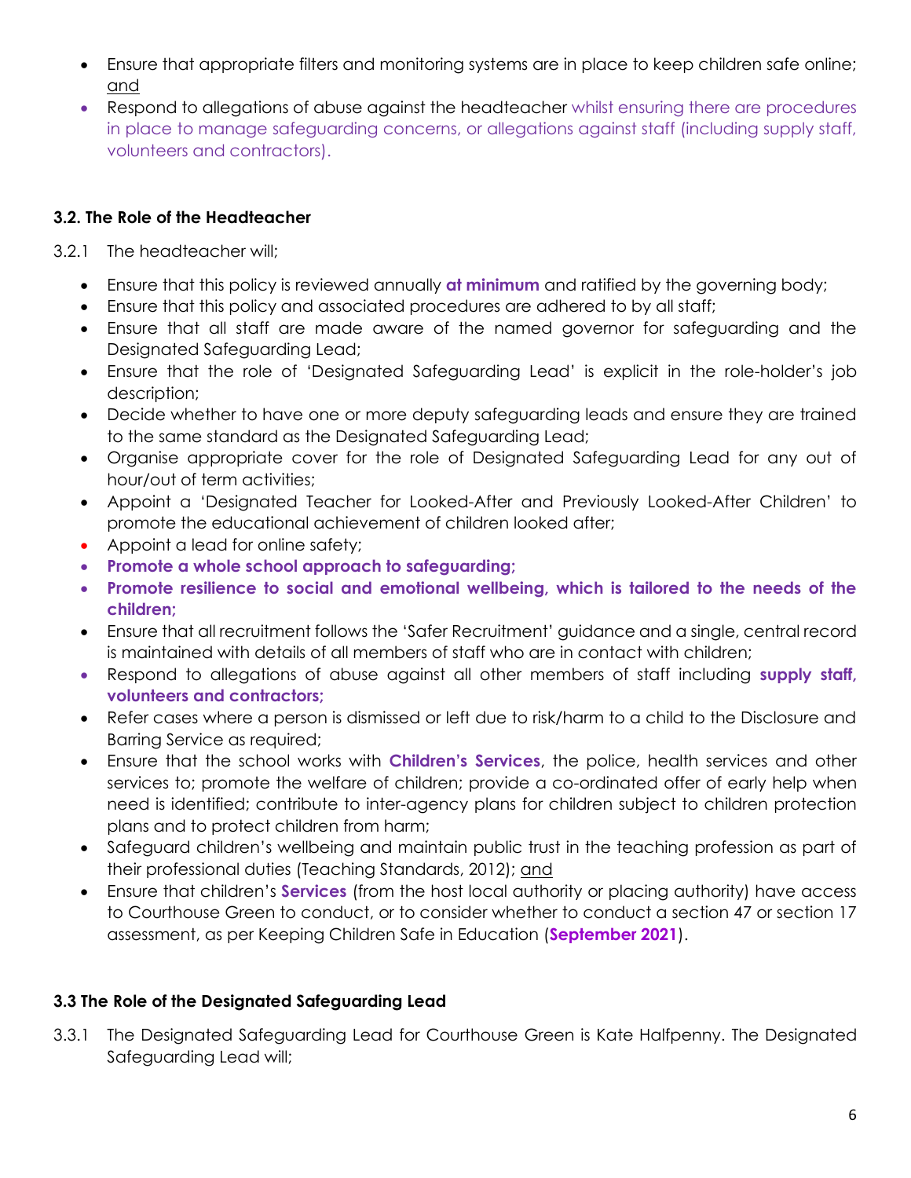- Ensure that appropriate filters and monitoring systems are in place to keep children safe online; and
- Respond to allegations of abuse against the headteacher whilst ensuring there are procedures in place to manage safeguarding concerns, or allegations against staff (including supply staff, volunteers and contractors).

### 3.2. The Role of the Headteacher

3.2.1 The headteacher will;

- Ensure that this policy is reviewed annually **at minimum** and ratified by the governing body;
- Ensure that this policy and associated procedures are adhered to by all staff;
- Ensure that all staff are made aware of the named governor for safeguarding and the Designated Safeguarding Lead;
- Ensure that the role of 'Designated Safeguarding Lead' is explicit in the role-holder's job description;
- Decide whether to have one or more deputy safeguarding leads and ensure they are trained to the same standard as the Designated Safeguarding Lead;
- Organise appropriate cover for the role of Designated Safeguarding Lead for any out of hour/out of term activities;
- Appoint a 'Designated Teacher for Looked-After and Previously Looked-After Children' to promote the educational achievement of children looked after;
- Appoint a lead for online safety;
- **Promote a whole school approach to safeguarding;**
- **Promote resilience to social and emotional wellbeing, which is tailored to the needs of the children;**
- Ensure that all recruitment follows the 'Safer Recruitment' guidance and a single, central record is maintained with details of all members of staff who are in contact with children;
- Respond to allegations of abuse against all other members of staff including **supply staff, volunteers and contractors;**
- Refer cases where a person is dismissed or left due to risk/harm to a child to the Disclosure and Barring Service as required;
- Ensure that the school works with **Children's Services**, the police, health services and other services to; promote the welfare of children; provide a co-ordinated offer of early help when need is identified; contribute to inter-agency plans for children subject to children protection plans and to protect children from harm;
- Safeguard children's wellbeing and maintain public trust in the teaching profession as part of their professional duties (Teaching Standards, 2012); and
- Ensure that children's **Services** (from the host local authority or placing authority) have access to Courthouse Green to conduct, or to consider whether to conduct a section 47 or section 17 assessment, as per Keeping Children Safe in Education (**September 2021**).

### 3.3 The Role of the Designated Safeguarding Lead

3.3.1 The Designated Safeguarding Lead for Courthouse Green is Kate Halfpenny. The Designated Safeguarding Lead will;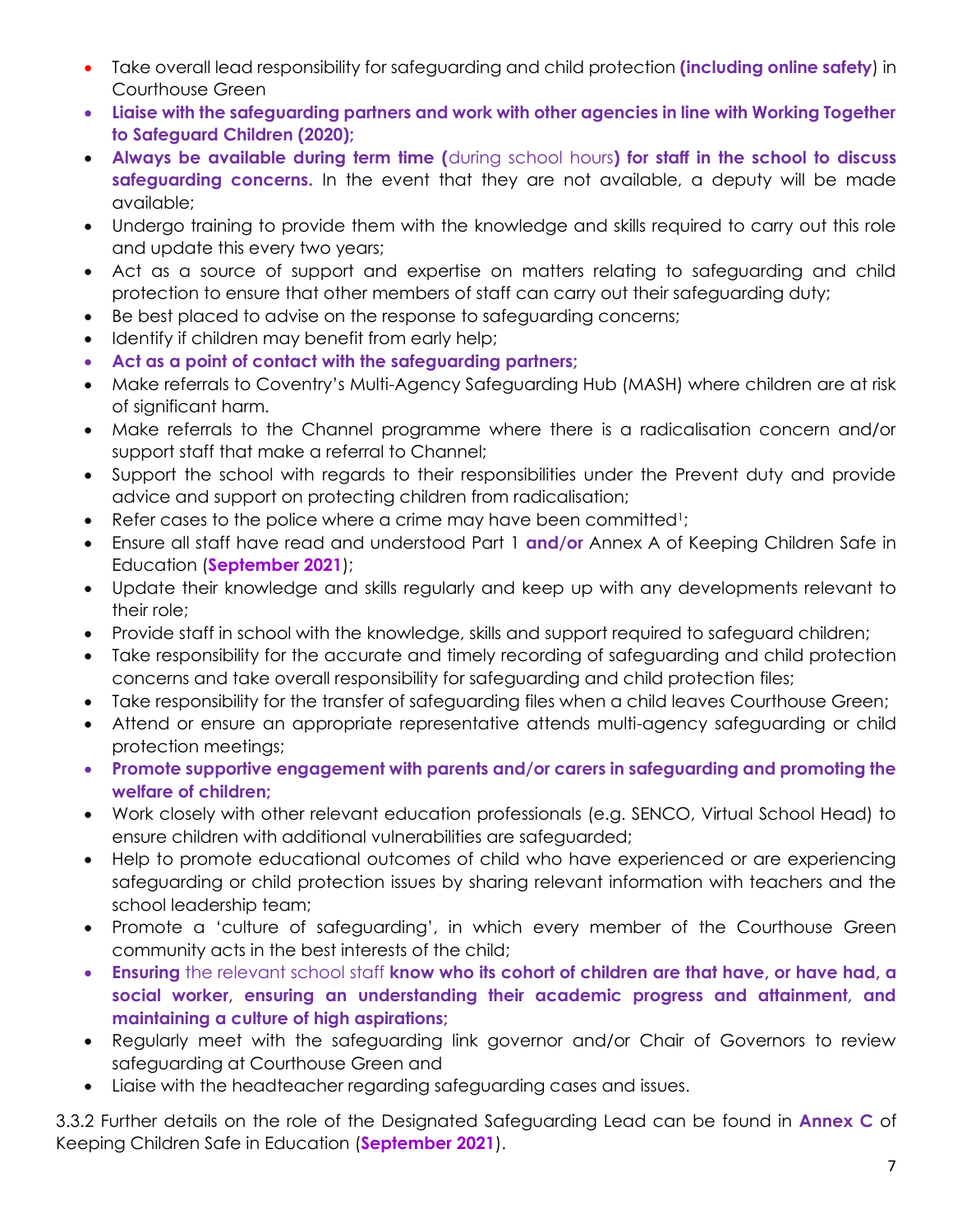- Take overall lead responsibility for safeguarding and child protection **(including online safety)** in Courthouse Green
- **Liaise with the safeguarding partners and work with other agencies in line with Working Together to Safeguard Children (2020);**
- **Always be available during term time (**during school hours**) for staff in the school to discuss safeguarding concerns.** In the event that they are not available, a deputy will be made available;
- Undergo training to provide them with the knowledge and skills required to carry out this role and update this every two years;
- Act as a source of support and expertise on matters relating to safeguarding and child protection to ensure that other members of staff can carry out their safeguarding duty;
- Be best placed to advise on the response to safeguarding concerns;
- Identify if children may benefit from early help;
- **Act as a point of contact with the safeguarding partners;**
- Make referrals to Coventry's Multi-Agency Safeguarding Hub (MASH) where children are at risk of significant harm.
- Make referrals to the Channel programme where there is a radicalisation concern and/or support staff that make a referral to Channel;
- Support the school with regards to their responsibilities under the Prevent duty and provide advice and support on protecting children from radicalisation;
- Refer cases to the police where a crime may have been committed[1];
- Ensure all staff have read and understood Part 1 **and/or** Annex A of Keeping Children Safe in Education (**September 2021**);
- Update their knowledge and skills regularly and keep up with any developments relevant to their role;
- Provide staff in school with the knowledge, skills and support required to safeguard children;
- Take responsibility for the accurate and timely recording of safeguarding and child protection concerns and take overall responsibility for safeguarding and child protection files;
- Take responsibility for the transfer of safeguarding files when a child leaves Courthouse Green;
- Attend or ensure an appropriate representative attends multi-agency safeguarding or child protection meetings;
- **Promote supportive engagement with parents and/or carers in safeguarding and promoting the welfare of children;**
- Work closely with other relevant education professionals (e.g. SENCO, Virtual School Head) to ensure children with additional vulnerabilities are safeguarded;
- Help to promote educational outcomes of child who have experienced or are experiencing safeguarding or child protection issues by sharing relevant information with teachers and the school leadership team;
- Promote a 'culture of safeguarding', in which every member of the Courthouse Green community acts in the best interests of the child;
- **Ensuring** the relevant school staff **know who its cohort of children are that have, or have had, a social worker, ensuring an understanding their academic progress and attainment, and maintaining a culture of high aspirations;**
- Regularly meet with the safeguarding link governor and/or Chair of Governors to review safeguarding at Courthouse Green and
- Liaise with the headteacher regarding safeguarding cases and issues.

3.3.2 Further details on the role of the Designated Safeguarding Lead can be found in **Annex C** of Keeping Children Safe in Education (**September 2021**).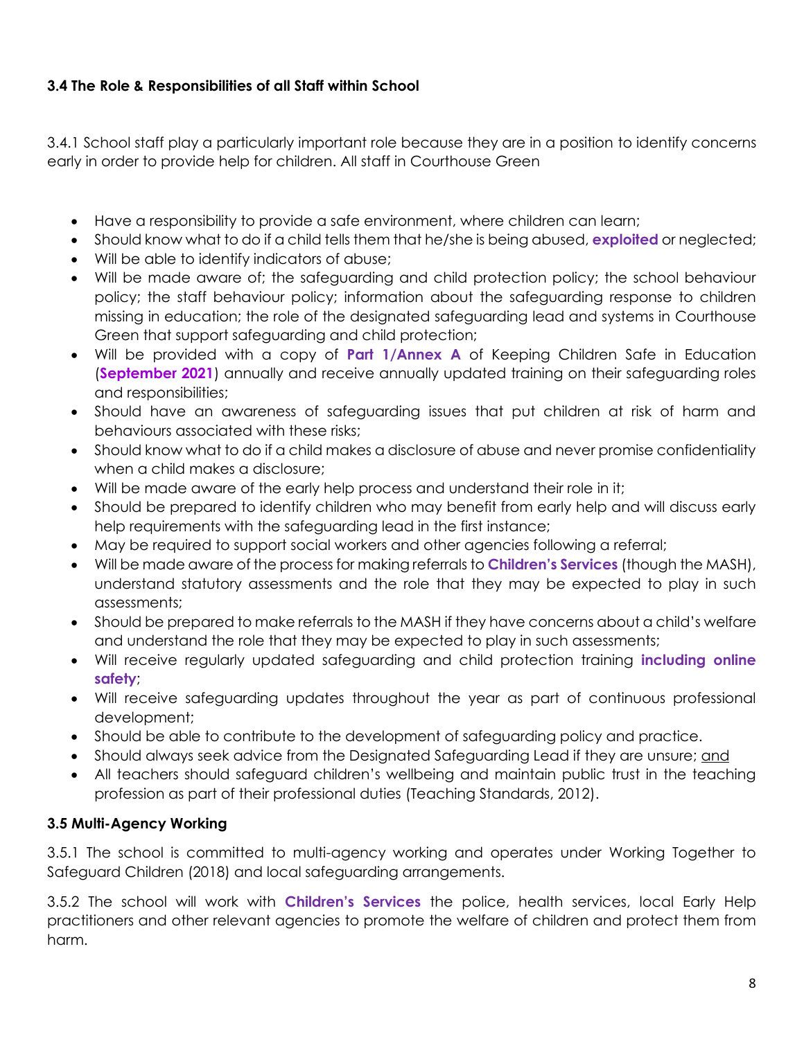### 3.4 The Role & Responsibilities of all Staff within School

3.4.1 School staff play a particularly important role because they are in a position to identify concerns early in order to provide help for children. All staff in Courthouse Green

- Have a responsibility to provide a safe environment, where children can learn;
- Should know what to do if a child tells them that he/she is being abused, **exploited** or neglected;
- Will be able to identify indicators of abuse;
- Will be made aware of; the safeguarding and child protection policy; the school behaviour policy; the staff behaviour policy; information about the safeguarding response to children missing in education; the role of the designated safeguarding lead and systems in Courthouse Green that support safeguarding and child protection;
- Will be provided with a copy of **Part 1/Annex A** of Keeping Children Safe in Education (**September 2021**) annually and receive annually updated training on their safeguarding roles and responsibilities;
- Should have an awareness of safeguarding issues that put children at risk of harm and behaviours associated with these risks;
- Should know what to do if a child makes a disclosure of abuse and never promise confidentiality when a child makes a disclosure;
- Will be made aware of the early help process and understand their role in it;
- Should be prepared to identify children who may benefit from early help and will discuss early help requirements with the safeguarding lead in the first instance;
- May be required to support social workers and other agencies following a referral;
- Will be made aware of the process for making referrals to **Children's Services** (though the MASH), understand statutory assessments and the role that they may be expected to play in such assessments;
- Should be prepared to make referrals to the MASH if they have concerns about a child's welfare and understand the role that they may be expected to play in such assessments;
- Will receive regularly updated safeguarding and child protection training **including online safety**;
- Will receive safeguarding updates throughout the year as part of continuous professional development;
- Should be able to contribute to the development of safeguarding policy and practice.
- Should always seek advice from the Designated Safeguarding Lead if they are unsure; <u>and</u>
- All teachers should safeguard children's wellbeing and maintain public trust in the teaching profession as part of their professional duties (Teaching Standards, 2012).

### 3.5 Multi-Agency Working

3.5.1 The school is committed to multi-agency working and operates under Working Together to Safeguard Children (2018) and local safeguarding arrangements.

3.5.2 The school will work with **Children's Services** the police, health services, local Early Help practitioners and other relevant agencies to promote the welfare of children and protect them from harm.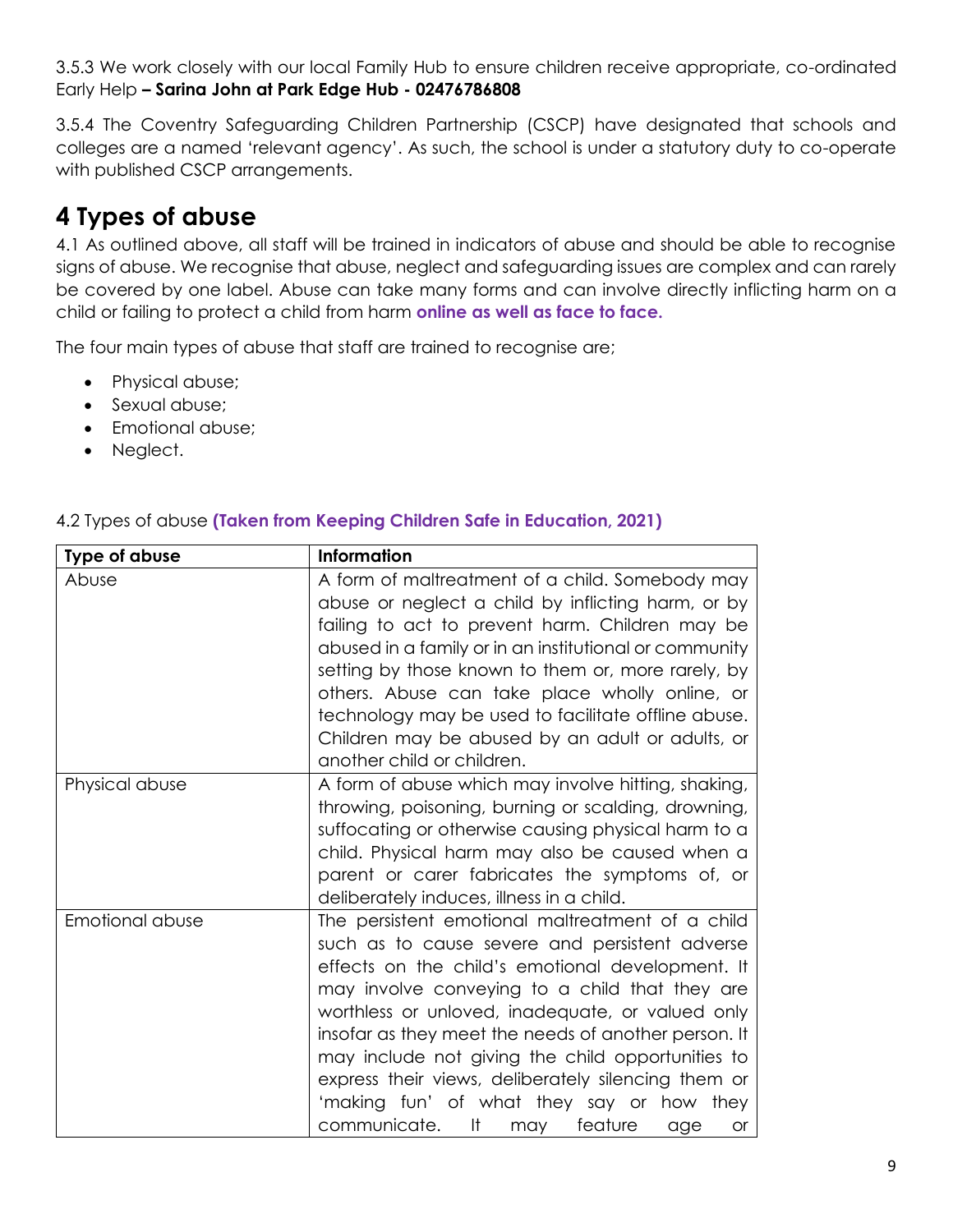3.5.3 We work closely with our local Family Hub to ensure children receive appropriate, co-ordinated Early Help **– Sarina John at Park Edge Hub - 02476786808**

3.5.4 The Coventry Safeguarding Children Partnership (CSCP) have designated that schools and colleges are a named 'relevant agency'. As such, the school is under a statutory duty to co-operate with published CSCP arrangements.

# 4 Types of abuse

4.1 As outlined above, all staff will be trained in indicators of abuse and should be able to recognise signs of abuse. We recognise that abuse, neglect and safeguarding issues are complex and can rarely be covered by one label. Abuse can take many forms and can involve directly inflicting harm on a child or failing to protect a child from harm **online as well as face to face.**

The four main types of abuse that staff are trained to recognise are;

- Physical abuse;
- Sexual abuse;
- Emotional abuse;
- Neglect.

4.2 Types of abuse **(Taken from Keeping Children Safe in Education, 2021)**

| Type of abuse | Information |
| --- | --- |
| Abuse | A form of maltreatment of a child. Somebody may abuse or neglect a child by inflicting harm, or by failing to act to prevent harm. Children may be abused in a family or in an institutional or community setting by those known to them or, more rarely, by others. Abuse can take place wholly online, or technology may be used to facilitate offline abuse. Children may be abused by an adult or adults, or another child or children. |
| Physical abuse | A form of abuse which may involve hitting, shaking, throwing, poisoning, burning or scalding, drowning, suffocating or otherwise causing physical harm to a child. Physical harm may also be caused when a parent or carer fabricates the symptoms of, or deliberately induces, illness in a child. |
| Emotional abuse | The persistent emotional maltreatment of a child such as to cause severe and persistent adverse effects on the child's emotional development. It may involve conveying to a child that they are worthless or unloved, inadequate, or valued only insofar as they meet the needs of another person. It may include not giving the child opportunities to express their views, deliberately silencing them or 'making fun' of what they say or how they communicate. It may feature age or |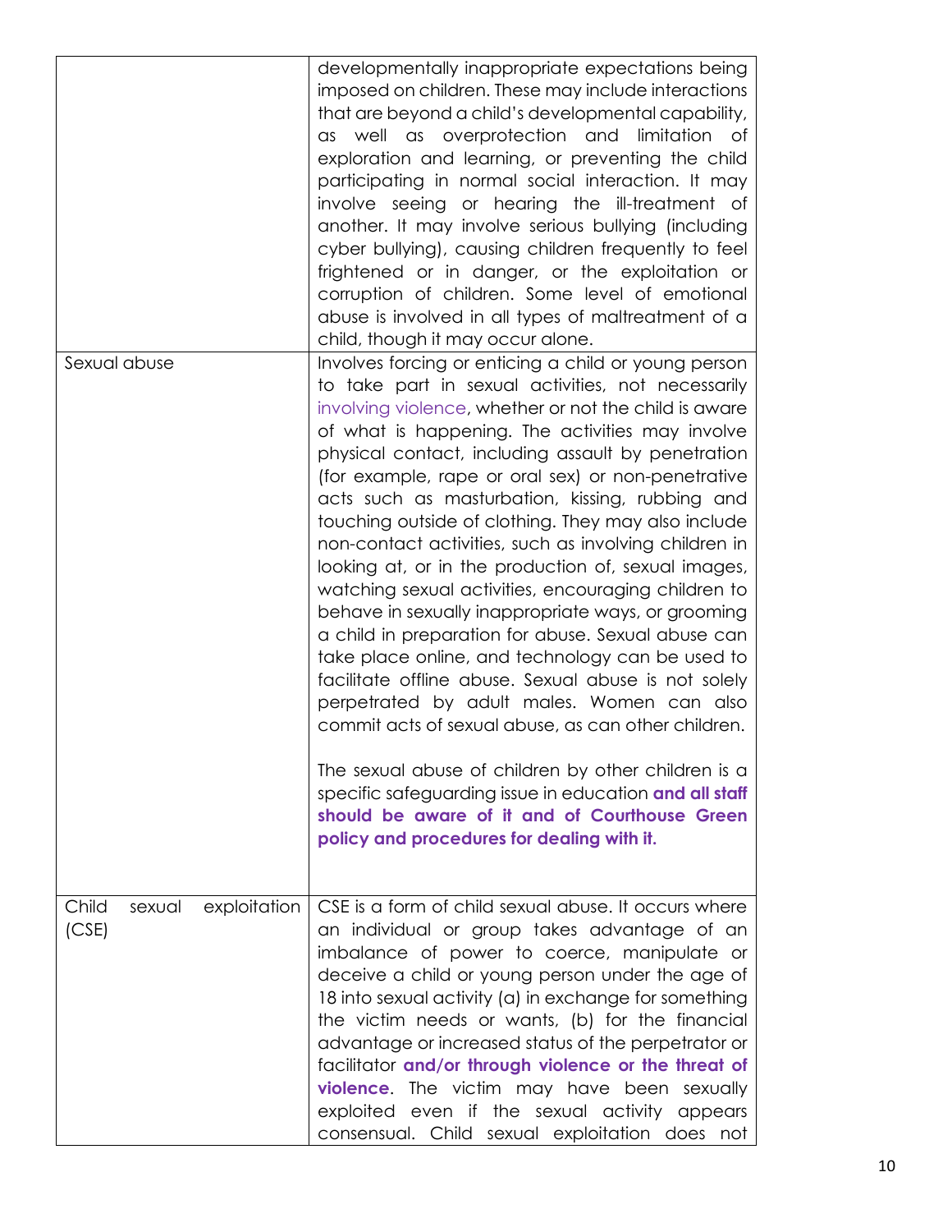| | |
|---|---|
| | developmentally inappropriate expectations being imposed on children. These may include interactions that are beyond a child's developmental capability, as well as overprotection and limitation of exploration and learning, or preventing the child participating in normal social interaction. It may involve seeing or hearing the ill-treatment of another. It may involve serious bullying (including cyber bullying), causing children frequently to feel frightened or in danger, or the exploitation or corruption of children. Some level of emotional abuse is involved in all types of maltreatment of a child, though it may occur alone. |
| Sexual abuse | Involves forcing or enticing a child or young person to take part in sexual activities, not necessarily involving violence, whether or not the child is aware of what is happening. The activities may involve physical contact, including assault by penetration (for example, rape or oral sex) or non-penetrative acts such as masturbation, kissing, rubbing and touching outside of clothing. They may also include non-contact activities, such as involving children in looking at, or in the production of, sexual images, watching sexual activities, encouraging children to behave in sexually inappropriate ways, or grooming a child in preparation for abuse. Sexual abuse can take place online, and technology can be used to facilitate offline abuse. Sexual abuse is not solely perpetrated by adult males. Women can also commit acts of sexual abuse, as can other children.<br><br>The sexual abuse of children by other children is a specific safeguarding issue in education **and all staff should be aware of it and of Courthouse Green policy and procedures for dealing with it.** |
| Child sexual exploitation (CSE) | CSE is a form of child sexual abuse. It occurs where an individual or group takes advantage of an imbalance of power to coerce, manipulate or deceive a child or young person under the age of 18 into sexual activity (a) in exchange for something the victim needs or wants, (b) for the financial advantage or increased status of the perpetrator or facilitator **and/or through violence or the threat of violence**. The victim may have been sexually exploited even if the sexual activity appears consensual. Child sexual exploitation does not |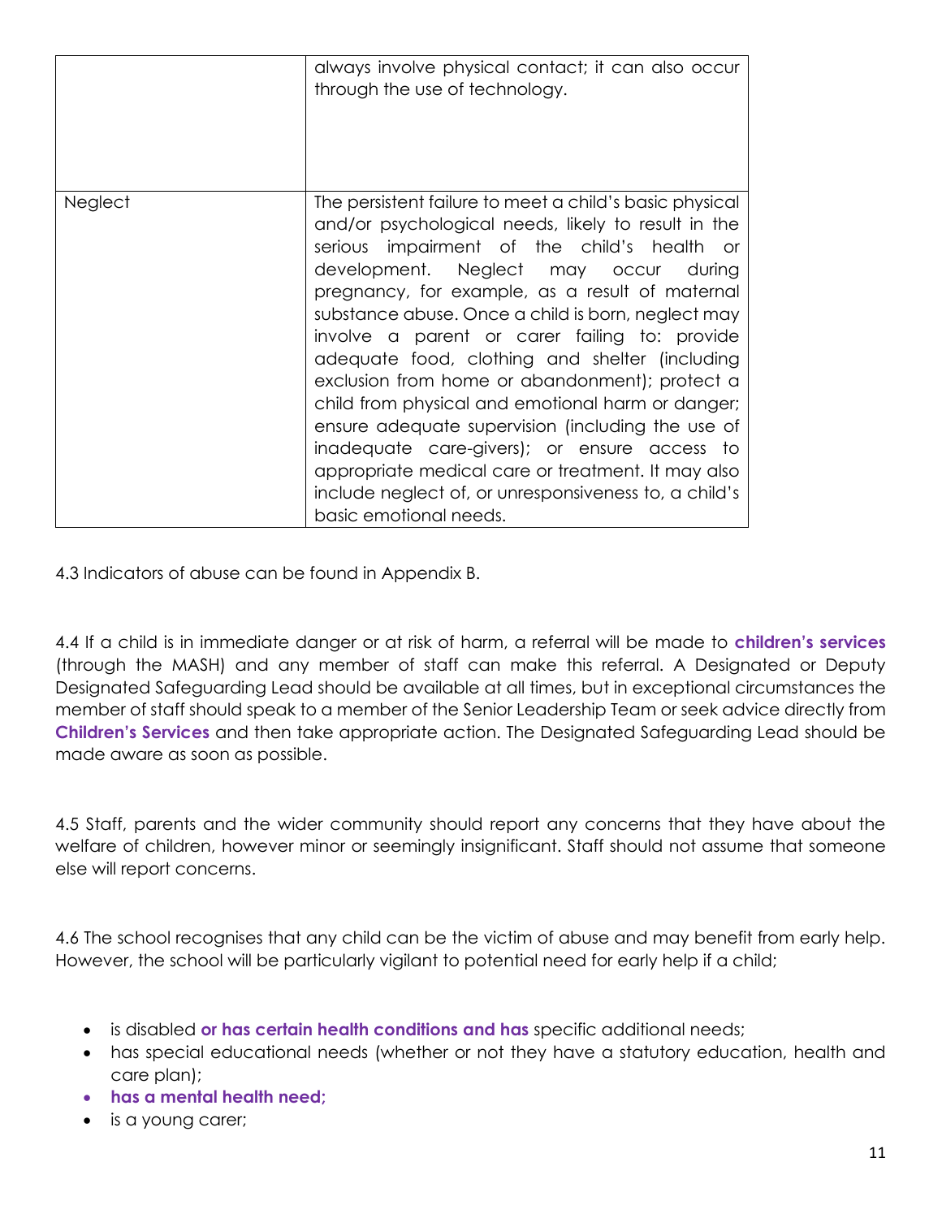| | |
|---|---|
| | always involve physical contact; it can also occur through the use of technology. |
| Neglect | The persistent failure to meet a child's basic physical and/or psychological needs, likely to result in the serious impairment of the child's health or development. Neglect may occur during pregnancy, for example, as a result of maternal substance abuse. Once a child is born, neglect may involve a parent or carer failing to: provide adequate food, clothing and shelter (including exclusion from home or abandonment); protect a child from physical and emotional harm or danger; ensure adequate supervision (including the use of inadequate care-givers); or ensure access to appropriate medical care or treatment. It may also include neglect of, or unresponsiveness to, a child's basic emotional needs. |

4.3 Indicators of abuse can be found in Appendix B.

4.4 If a child is in immediate danger or at risk of harm, a referral will be made to **children's services** (through the MASH) and any member of staff can make this referral. A Designated or Deputy Designated Safeguarding Lead should be available at all times, but in exceptional circumstances the member of staff should speak to a member of the Senior Leadership Team or seek advice directly from **Children's Services** and then take appropriate action. The Designated Safeguarding Lead should be made aware as soon as possible.

4.5 Staff, parents and the wider community should report any concerns that they have about the welfare of children, however minor or seemingly insignificant. Staff should not assume that someone else will report concerns.

4.6 The school recognises that any child can be the victim of abuse and may benefit from early help. However, the school will be particularly vigilant to potential need for early help if a child;

- is disabled **or has certain health conditions and has** specific additional needs;
- has special educational needs (whether or not they have a statutory education, health and care plan);
- **has a mental health need;**
- is a young carer;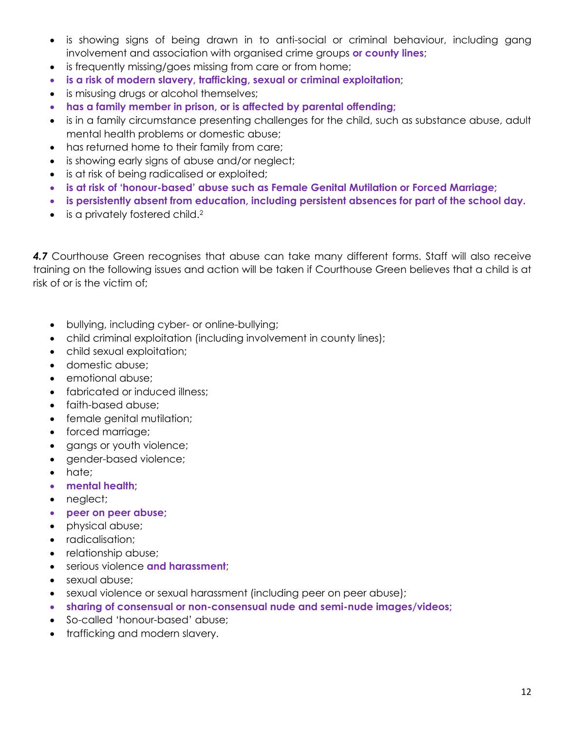- is showing signs of being drawn in to anti-social or criminal behaviour, including gang involvement and association with organised crime groups **or county lines**;
- is frequently missing/goes missing from care or from home;
- **is a risk of modern slavery, trafficking, sexual or criminal exploitation;**
- is misusing drugs or alcohol themselves;
- **has a family member in prison, or is affected by parental offending;**
- is in a family circumstance presenting challenges for the child, such as substance abuse, adult mental health problems or domestic abuse;
- has returned home to their family from care;
- is showing early signs of abuse and/or neglect;
- is at risk of being radicalised or exploited;
- **is at risk of 'honour-based' abuse such as Female Genital Mutilation or Forced Marriage;**
- **is persistently absent from education, including persistent absences for part of the school day.**
- is a privately fostered child.[2]

***4.7*** Courthouse Green recognises that abuse can take many different forms. Staff will also receive training on the following issues and action will be taken if Courthouse Green believes that a child is at risk of or is the victim of;

- bullying, including cyber- or online-bullying;
- child criminal exploitation (including involvement in county lines);
- child sexual exploitation;
- domestic abuse;
- emotional abuse;
- fabricated or induced illness;
- faith-based abuse;
- female genital mutilation;
- forced marriage;
- gangs or youth violence;
- gender-based violence;
- hate;
- **mental health;**
- neglect;
- **peer on peer abuse;**
- physical abuse;
- radicalisation;
- relationship abuse;
- serious violence **and harassment**;
- sexual abuse;
- sexual violence or sexual harassment (including peer on peer abuse);
- **sharing of consensual or non-consensual nude and semi-nude images/videos;**
- So-called 'honour-based' abuse;
- trafficking and modern slavery.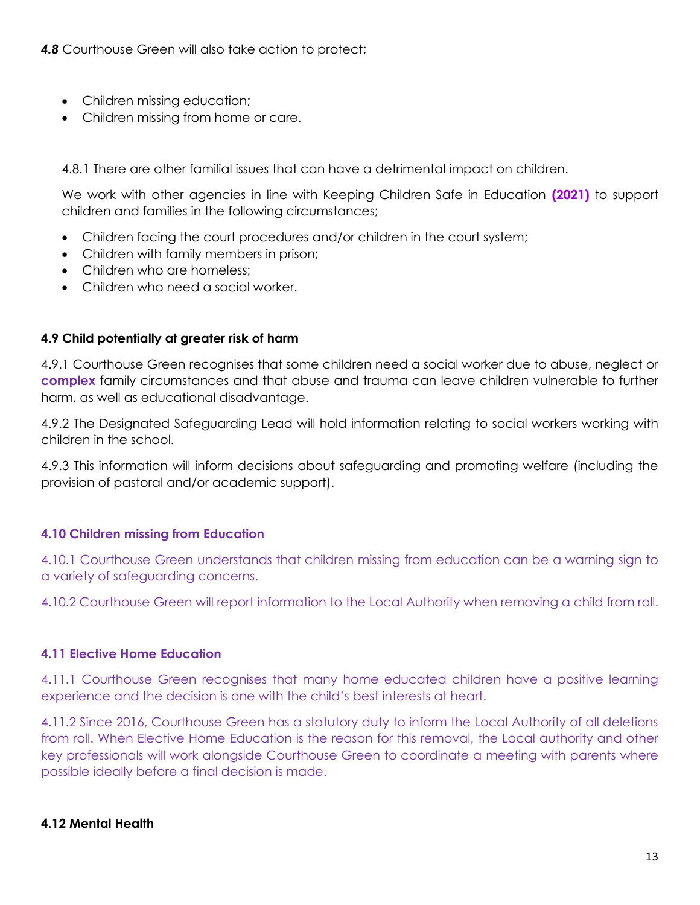***4.8*** Courthouse Green will also take action to protect;

- Children missing education;
- Children missing from home or care.

4.8.1 There are other familial issues that can have a detrimental impact on children.

We work with other agencies in line with Keeping Children Safe in Education **(2021)** to support children and families in the following circumstances;

- Children facing the court procedures and/or children in the court system;
- Children with family members in prison;
- Children who are homeless;
- Children who need a social worker.

#### 4.9 Child potentially at greater risk of harm

4.9.1 Courthouse Green recognises that some children need a social worker due to abuse, neglect or **complex** family circumstances and that abuse and trauma can leave children vulnerable to further harm, as well as educational disadvantage.

4.9.2 The Designated Safeguarding Lead will hold information relating to social workers working with children in the school.

4.9.3 This information will inform decisions about safeguarding and promoting welfare (including the provision of pastoral and/or academic support).

#### 4.10 Children missing from Education

4.10.1 Courthouse Green understands that children missing from education can be a warning sign to a variety of safeguarding concerns.

4.10.2 Courthouse Green will report information to the Local Authority when removing a child from roll.

#### 4.11 Elective Home Education

4.11.1 Courthouse Green recognises that many home educated children have a positive learning experience and the decision is one with the child's best interests at heart.

4.11.2 Since 2016, Courthouse Green has a statutory duty to inform the Local Authority of all deletions from roll. When Elective Home Education is the reason for this removal, the Local authority and other key professionals will work alongside Courthouse Green to coordinate a meeting with parents where possible ideally before a final decision is made.

#### 4.12 Mental Health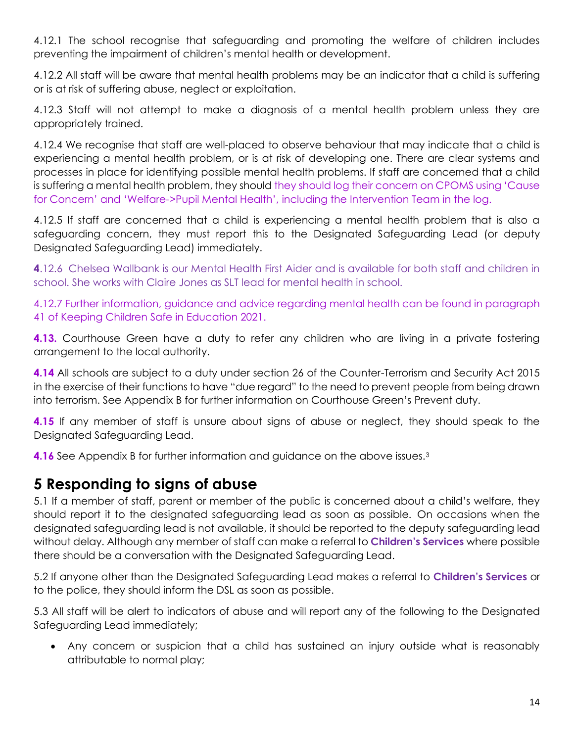4.12.1 The school recognise that safeguarding and promoting the welfare of children includes preventing the impairment of children's mental health or development.

4.12.2 All staff will be aware that mental health problems may be an indicator that a child is suffering or is at risk of suffering abuse, neglect or exploitation.

4.12.3 Staff will not attempt to make a diagnosis of a mental health problem unless they are appropriately trained.

4.12.4 We recognise that staff are well-placed to observe behaviour that may indicate that a child is experiencing a mental health problem, or is at risk of developing one. There are clear systems and processes in place for identifying possible mental health problems. If staff are concerned that a child is suffering a mental health problem, they should they should log their concern on CPOMS using 'Cause for Concern' and 'Welfare->Pupil Mental Health', including the Intervention Team in the log.

4.12.5 If staff are concerned that a child is experiencing a mental health problem that is also a safeguarding concern, they must report this to the Designated Safeguarding Lead (or deputy Designated Safeguarding Lead) immediately.

**4**.12.6 Chelsea Wallbank is our Mental Health First Aider and is available for both staff and children in school. She works with Claire Jones as SLT lead for mental health in school.

4.12.7 Further information, guidance and advice regarding mental health can be found in paragraph 41 of Keeping Children Safe in Education 2021.

**4.13.** Courthouse Green have a duty to refer any children who are living in a private fostering arrangement to the local authority.

**4.14** All schools are subject to a duty under section 26 of the Counter-Terrorism and Security Act 2015 in the exercise of their functions to have "due regard" to the need to prevent people from being drawn into terrorism. See Appendix B for further information on Courthouse Green's Prevent duty.

**4.15** If any member of staff is unsure about signs of abuse or neglect, they should speak to the Designated Safeguarding Lead.

**4.16** See Appendix B for further information and guidance on the above issues.[3]

## 5 Responding to signs of abuse

5.1 If a member of staff, parent or member of the public is concerned about a child's welfare, they should report it to the designated safeguarding lead as soon as possible. On occasions when the designated safeguarding lead is not available, it should be reported to the deputy safeguarding lead without delay. Although any member of staff can make a referral to **Children's Services** where possible there should be a conversation with the Designated Safeguarding Lead.

5.2 If anyone other than the Designated Safeguarding Lead makes a referral to **Children's Services** or to the police, they should inform the DSL as soon as possible.

5.3 All staff will be alert to indicators of abuse and will report any of the following to the Designated Safeguarding Lead immediately;

- Any concern or suspicion that a child has sustained an injury outside what is reasonably attributable to normal play;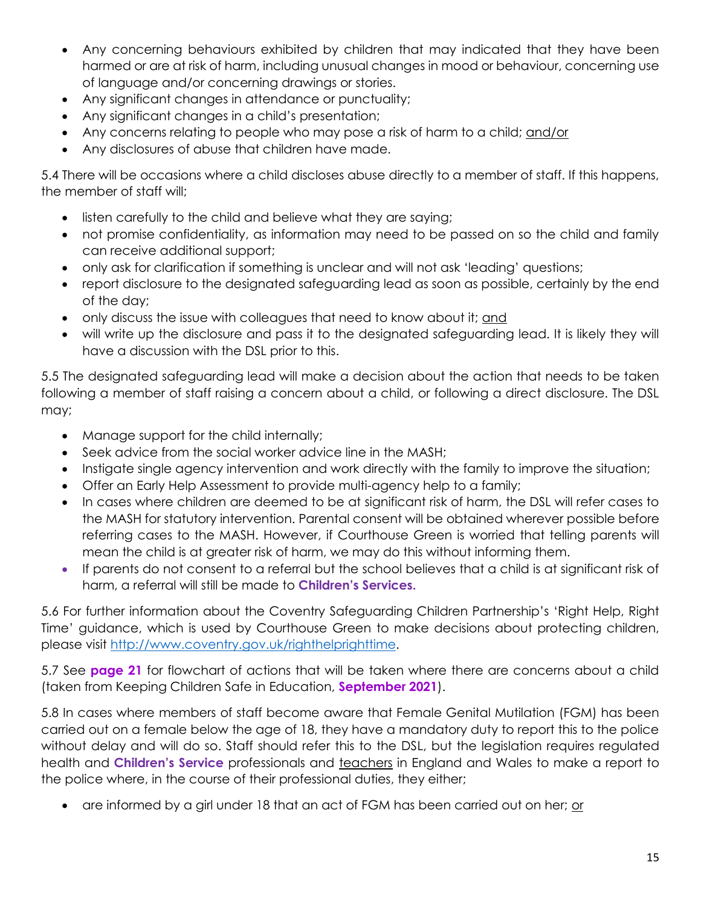- Any concerning behaviours exhibited by children that may indicated that they have been harmed or are at risk of harm, including unusual changes in mood or behaviour, concerning use of language and/or concerning drawings or stories.
- Any significant changes in attendance or punctuality;
- Any significant changes in a child's presentation;
- Any concerns relating to people who may pose a risk of harm to a child; and/or
- Any disclosures of abuse that children have made.

5.4 There will be occasions where a child discloses abuse directly to a member of staff. If this happens, the member of staff will;

- listen carefully to the child and believe what they are saying;
- not promise confidentiality, as information may need to be passed on so the child and family can receive additional support;
- only ask for clarification if something is unclear and will not ask 'leading' questions;
- report disclosure to the designated safeguarding lead as soon as possible, certainly by the end of the day;
- only discuss the issue with colleagues that need to know about it; and
- will write up the disclosure and pass it to the designated safeguarding lead. It is likely they will have a discussion with the DSL prior to this.

5.5 The designated safeguarding lead will make a decision about the action that needs to be taken following a member of staff raising a concern about a child, or following a direct disclosure. The DSL may;

- Manage support for the child internally;
- Seek advice from the social worker advice line in the MASH;
- Instigate single agency intervention and work directly with the family to improve the situation;
- Offer an Early Help Assessment to provide multi-agency help to a family;
- In cases where children are deemed to be at significant risk of harm, the DSL will refer cases to the MASH for statutory intervention. Parental consent will be obtained wherever possible before referring cases to the MASH. However, if Courthouse Green is worried that telling parents will mean the child is at greater risk of harm, we may do this without informing them.
- If parents do not consent to a referral but the school believes that a child is at significant risk of harm, a referral will still be made to **Children's Services.**

5.6 For further information about the Coventry Safeguarding Children Partnership's 'Right Help, Right Time' guidance, which is used by Courthouse Green to make decisions about protecting children, please visit http://www.coventry.gov.uk/righthelprighttime.

5.7 See **page 21** for flowchart of actions that will be taken where there are concerns about a child (taken from Keeping Children Safe in Education, **September 2021**).

5.8 In cases where members of staff become aware that Female Genital Mutilation (FGM) has been carried out on a female below the age of 18, they have a mandatory duty to report this to the police without delay and will do so. Staff should refer this to the DSL, but the legislation requires regulated health and **Children's Service** professionals and teachers in England and Wales to make a report to the police where, in the course of their professional duties, they either;

- are informed by a girl under 18 that an act of FGM has been carried out on her; or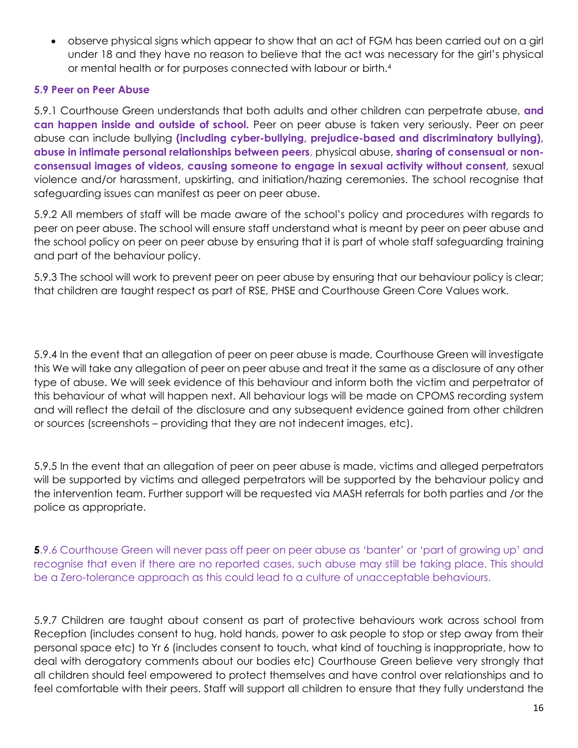- observe physical signs which appear to show that an act of FGM has been carried out on a girl under 18 and they have no reason to believe that the act was necessary for the girl's physical or mental health or for purposes connected with labour or birth.[4]

### 5.9 Peer on Peer Abuse

5.9.1 Courthouse Green understands that both adults and other children can perpetrate abuse, **and can happen inside and outside of school.** Peer on peer abuse is taken very seriously. Peer on peer abuse can include bullying **(including cyber-bullying, prejudice-based and discriminatory bullying), abuse in intimate personal relationships between peers**, physical abuse, **sharing of consensual or non-consensual images of videos**, **causing someone to engage in sexual activity without consent,** sexual violence and/or harassment, upskirting, and initiation/hazing ceremonies. The school recognise that safeguarding issues can manifest as peer on peer abuse.

5.9.2 All members of staff will be made aware of the school's policy and procedures with regards to peer on peer abuse. The school will ensure staff understand what is meant by peer on peer abuse and the school policy on peer on peer abuse by ensuring that it is part of whole staff safeguarding training and part of the behaviour policy.

5.9.3 The school will work to prevent peer on peer abuse by ensuring that our behaviour policy is clear; that children are taught respect as part of RSE, PHSE and Courthouse Green Core Values work.

5.9.4 In the event that an allegation of peer on peer abuse is made, Courthouse Green will investigate this We will take any allegation of peer on peer abuse and treat it the same as a disclosure of any other type of abuse. We will seek evidence of this behaviour and inform both the victim and perpetrator of this behaviour of what will happen next. All behaviour logs will be made on CPOMS recording system and will reflect the detail of the disclosure and any subsequent evidence gained from other children or sources (screenshots – providing that they are not indecent images, etc).

5.9.5 In the event that an allegation of peer on peer abuse is made, victims and alleged perpetrators will be supported by victims and alleged perpetrators will be supported by the behaviour policy and the intervention team. Further support will be requested via MASH referrals for both parties and /or the police as appropriate.

**5**.9.6 Courthouse Green will never pass off peer on peer abuse as 'banter' or 'part of growing up' and recognise that even if there are no reported cases, such abuse may still be taking place. This should be a Zero-tolerance approach as this could lead to a culture of unacceptable behaviours.

5.9.7 Children are taught about consent as part of protective behaviours work across school from Reception (includes consent to hug, hold hands, power to ask people to stop or step away from their personal space etc) to Yr 6 (includes consent to touch, what kind of touching is inappropriate, how to deal with derogatory comments about our bodies etc) Courthouse Green believe very strongly that all children should feel empowered to protect themselves and have control over relationships and to feel comfortable with their peers. Staff will support all children to ensure that they fully understand the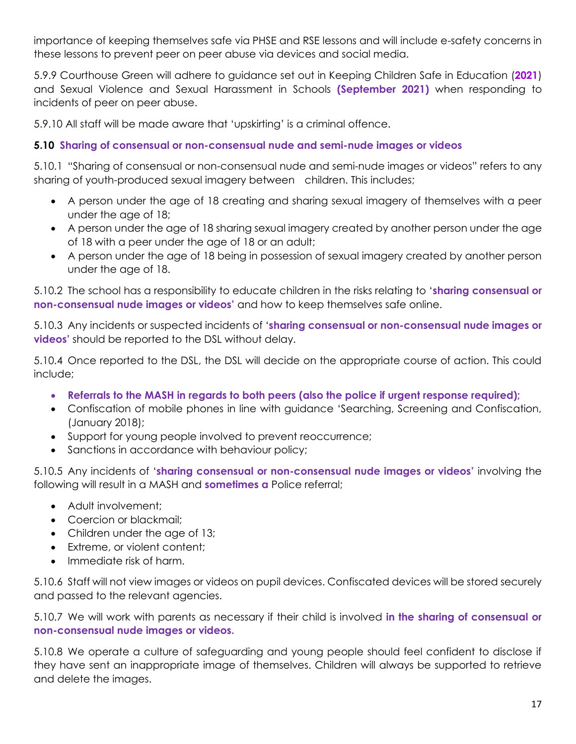importance of keeping themselves safe via PHSE and RSE lessons and will include e-safety concerns in these lessons to prevent peer on peer abuse via devices and social media.

5.9.9 Courthouse Green will adhere to guidance set out in Keeping Children Safe in Education (**2021**) and Sexual Violence and Sexual Harassment in Schools **(September 2021)** when responding to incidents of peer on peer abuse.

5.9.10 All staff will be made aware that 'upskirting' is a criminal offence.

### 5.10 Sharing of consensual or non-consensual nude and semi-nude images or videos

5.10.1 "Sharing of consensual or non-consensual nude and semi-nude images or videos" refers to any sharing of youth-produced sexual imagery between children. This includes;

- A person under the age of 18 creating and sharing sexual imagery of themselves with a peer under the age of 18;
- A person under the age of 18 sharing sexual imagery created by another person under the age of 18 with a peer under the age of 18 or an adult;
- A person under the age of 18 being in possession of sexual imagery created by another person under the age of 18.

5.10.2 The school has a responsibility to educate children in the risks relating to '**sharing consensual or non-consensual nude images or videos**' and how to keep themselves safe online.

5.10.3 Any incidents or suspected incidents of '**sharing consensual or non-consensual nude images or videos**' should be reported to the DSL without delay.

5.10.4 Once reported to the DSL, the DSL will decide on the appropriate course of action. This could include;

- **Referrals to the MASH in regards to both peers (also the police if urgent response required);**
- Confiscation of mobile phones in line with guidance 'Searching, Screening and Confiscation, (January 2018);
- Support for young people involved to prevent reoccurrence;
- Sanctions in accordance with behaviour policy;

5.10.5 Any incidents of '**sharing consensual or non-consensual nude images or videos**' involving the following will result in a MASH and **sometimes a** Police referral;

- Adult involvement;
- Coercion or blackmail;
- Children under the age of 13;
- Extreme, or violent content;
- Immediate risk of harm.

5.10.6 Staff will not view images or videos on pupil devices. Confiscated devices will be stored securely and passed to the relevant agencies.

5.10.7 We will work with parents as necessary if their child is involved **in the sharing of consensual or non-consensual nude images or videos.**

5.10.8 We operate a culture of safeguarding and young people should feel confident to disclose if they have sent an inappropriate image of themselves. Children will always be supported to retrieve and delete the images.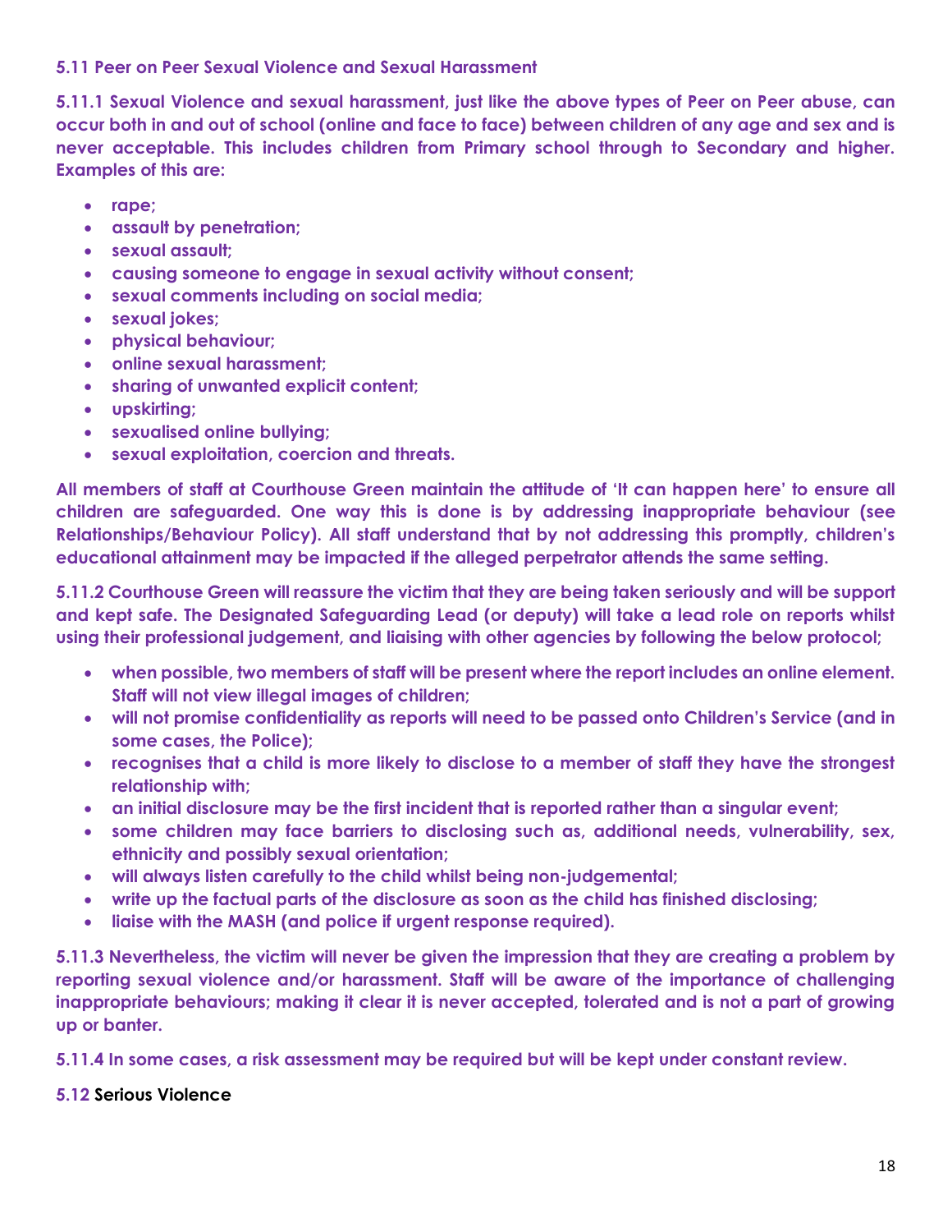### 5.11 Peer on Peer Sexual Violence and Sexual Harassment

**5.11.1 Sexual Violence and sexual harassment, just like the above types of Peer on Peer abuse, can occur both in and out of school (online and face to face) between children of any age and sex and is never acceptable. This includes children from Primary school through to Secondary and higher. Examples of this are:**

- **rape;**
- **assault by penetration;**
- **sexual assault;**
- **causing someone to engage in sexual activity without consent;**
- **sexual comments including on social media;**
- **sexual jokes;**
- **physical behaviour;**
- **online sexual harassment;**
- **sharing of unwanted explicit content;**
- **upskirting;**
- **sexualised online bullying;**
- **sexual exploitation, coercion and threats.**

**All members of staff at Courthouse Green maintain the attitude of 'It can happen here' to ensure all children are safeguarded. One way this is done is by addressing inappropriate behaviour (see Relationships/Behaviour Policy). All staff understand that by not addressing this promptly, children's educational attainment may be impacted if the alleged perpetrator attends the same setting.**

**5.11.2 Courthouse Green will reassure the victim that they are being taken seriously and will be support and kept safe. The Designated Safeguarding Lead (or deputy) will take a lead role on reports whilst using their professional judgement, and liaising with other agencies by following the below protocol;**

- **when possible, two members of staff will be present where the report includes an online element. Staff will not view illegal images of children;**
- **will not promise confidentiality as reports will need to be passed onto Children's Service (and in some cases, the Police);**
- **recognises that a child is more likely to disclose to a member of staff they have the strongest relationship with;**
- **an initial disclosure may be the first incident that is reported rather than a singular event;**
- **some children may face barriers to disclosing such as, additional needs, vulnerability, sex, ethnicity and possibly sexual orientation;**
- **will always listen carefully to the child whilst being non-judgemental;**
- **write up the factual parts of the disclosure as soon as the child has finished disclosing;**
- **liaise with the MASH (and police if urgent response required).**

**5.11.3 Nevertheless, the victim will never be given the impression that they are creating a problem by reporting sexual violence and/or harassment. Staff will be aware of the importance of challenging inappropriate behaviours; making it clear it is never accepted, tolerated and is not a part of growing up or banter.**

**5.11.4 In some cases, a risk assessment may be required but will be kept under constant review.**

### 5.12 Serious Violence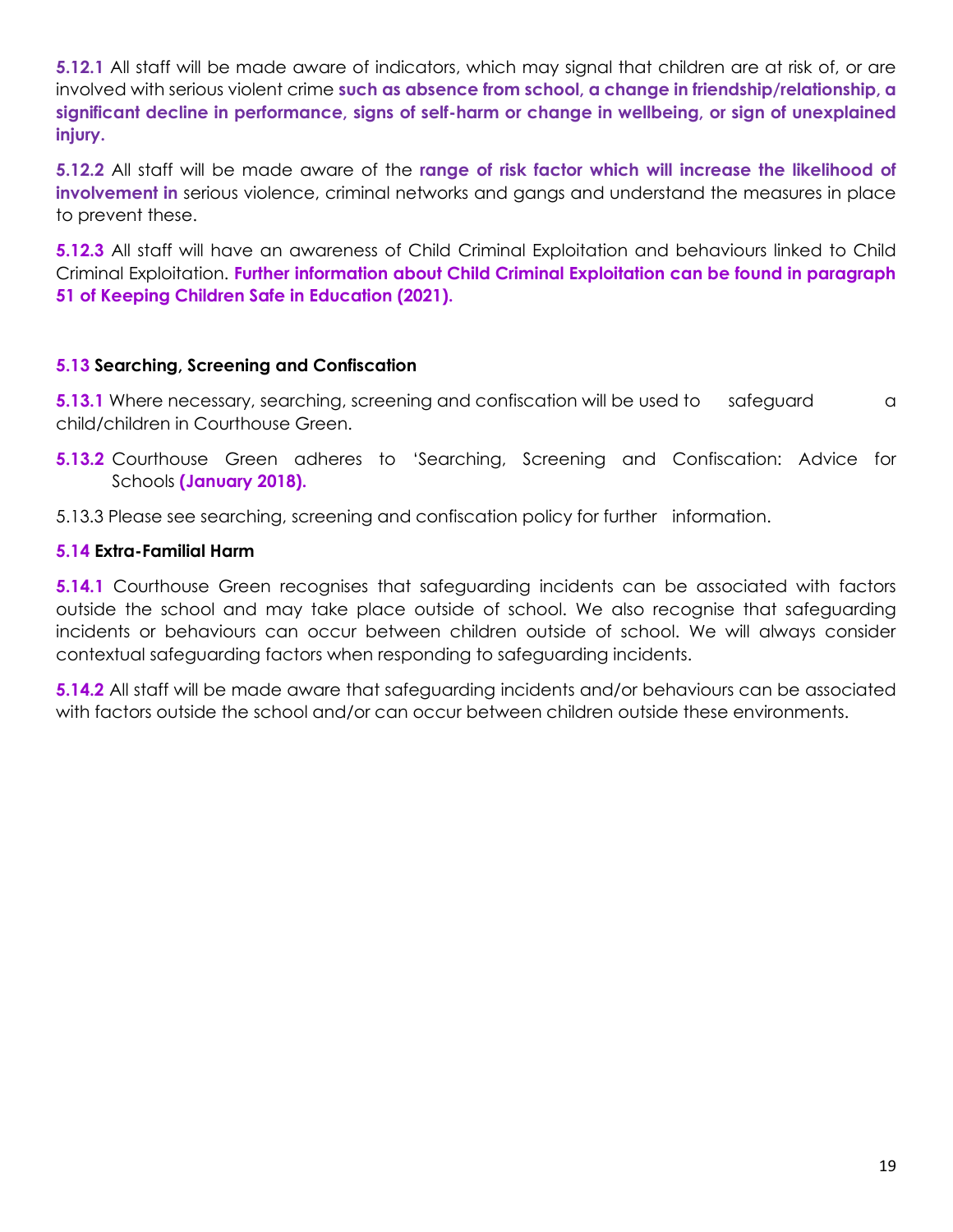**5.12.1** All staff will be made aware of indicators, which may signal that children are at risk of, or are involved with serious violent crime **such as absence from school, a change in friendship/relationship, a significant decline in performance, signs of self-harm or change in wellbeing, or sign of unexplained injury.**

**5.12.2** All staff will be made aware of the **range of risk factor which will increase the likelihood of involvement in** serious violence, criminal networks and gangs and understand the measures in place to prevent these.

**5.12.3** All staff will have an awareness of Child Criminal Exploitation and behaviours linked to Child Criminal Exploitation. **Further information about Child Criminal Exploitation can be found in paragraph 51 of Keeping Children Safe in Education (2021).**

### 5.13 Searching, Screening and Confiscation

**5.13.1** Where necessary, searching, screening and confiscation will be used to safeguard a child/children in Courthouse Green.

**5.13.2** Courthouse Green adheres to 'Searching, Screening and Confiscation: Advice for Schools **(January 2018).**

5.13.3 Please see searching, screening and confiscation policy for further information.

### 5.14 Extra-Familial Harm

**5.14.1** Courthouse Green recognises that safeguarding incidents can be associated with factors outside the school and may take place outside of school. We also recognise that safeguarding incidents or behaviours can occur between children outside of school. We will always consider contextual safeguarding factors when responding to safeguarding incidents.

**5.14.2** All staff will be made aware that safeguarding incidents and/or behaviours can be associated with factors outside the school and/or can occur between children outside these environments.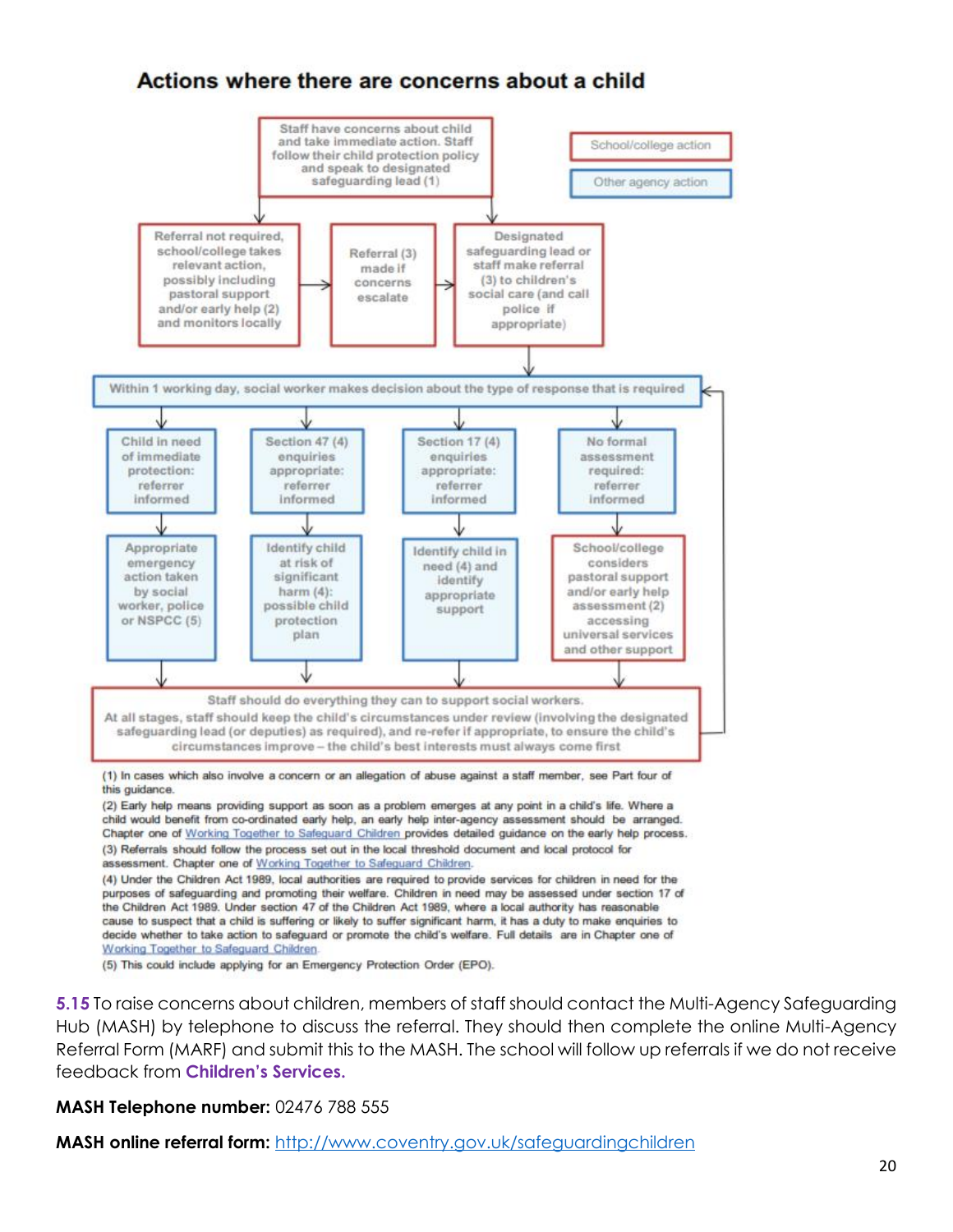## Actions where there are concerns about a child

School/college action

Other agency action

Staff have concerns about child and take immediate action. Staff follow their child protection policy and speak to designated safeguarding lead (1)

Referral not required, school/college takes relevant action, possibly including pastoral support and/or early help (2) and monitors locally

Referral (3) made if concerns escalate

Designated safeguarding lead or staff make referral (3) to children's social care (and call police if appropriate)

Within 1 working day, social worker makes decision about the type of response that is required

| Child in need of immediate protection: referrer informed | Section 47 (4) enquiries appropriate: referrer informed | Section 17 (4) enquiries appropriate: referrer informed | No formal assessment required: referrer informed |
|---|---|---|---|
| Appropriate emergency action taken by social worker, police or NSPCC (5) | Identify child at risk of significant harm (4): possible child protection plan | Identify child in need (4) and identify appropriate support | School/college considers pastoral support and/or early help assessment (2) accessing universal services and other support |

Staff should do everything they can to support social workers.
At all stages, staff should keep the child's circumstances under review (involving the designated safeguarding lead (or deputies) as required), and re-refer if appropriate, to ensure the child's circumstances improve – the child's best interests must always come first

(1) In cases which also involve a concern or an allegation of abuse against a staff member, see Part four of this guidance.

(2) Early help means providing support as soon as a problem emerges at any point in a child's life. Where a child would benefit from co-ordinated early help, an early help inter-agency assessment should be arranged. Chapter one of Working Together to Safeguard Children provides detailed guidance on the early help process.

(3) Referrals should follow the process set out in the local threshold document and local protocol for assessment. Chapter one of Working Together to Safeguard Children.

(4) Under the Children Act 1989, local authorities are required to provide services for children in need for the purposes of safeguarding and promoting their welfare. Children in need may be assessed under section 17 of the Children Act 1989. Under section 47 of the Children Act 1989, where a local authority has reasonable cause to suspect that a child is suffering or likely to suffer significant harm, it has a duty to make enquiries to decide whether to take action to safeguard or promote the child's welfare. Full details are in Chapter one of Working Together to Safeguard Children.

(5) This could include applying for an Emergency Protection Order (EPO).

**5.15** To raise concerns about children, members of staff should contact the Multi-Agency Safeguarding Hub (MASH) by telephone to discuss the referral. They should then complete the online Multi-Agency Referral Form (MARF) and submit this to the MASH. The school will follow up referrals if we do not receive feedback from **Children's Services.**

**MASH Telephone number:** 02476 788 555

**MASH online referral form:** http://www.coventry.gov.uk/safeguardingchildren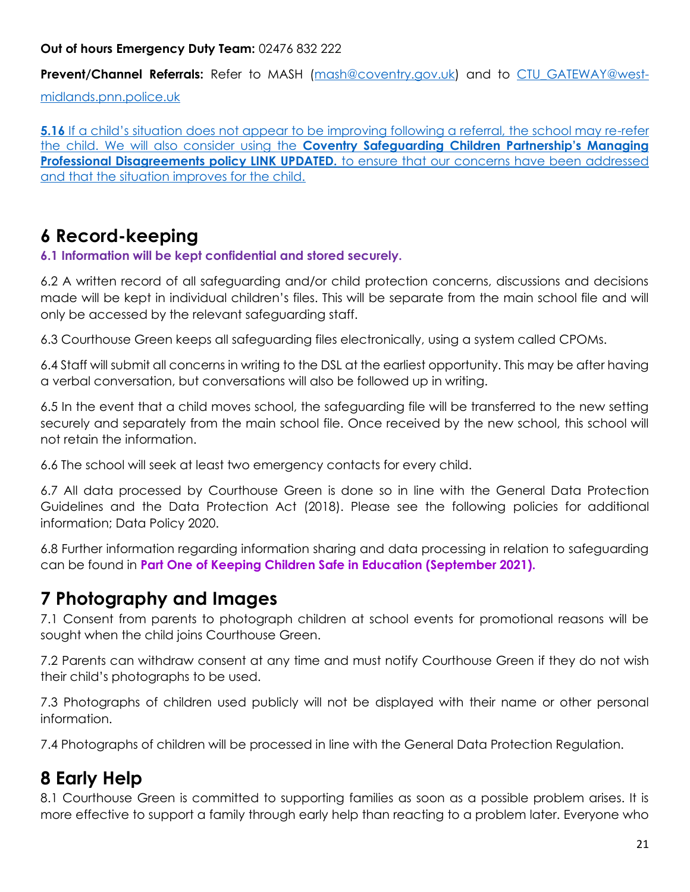**Out of hours Emergency Duty Team:** 02476 832 222

**Prevent/Channel Referrals:** Refer to MASH (mash@coventry.gov.uk) and to CTU_GATEWAY@west-midlands.pnn.police.uk

**5.16** If a child's situation does not appear to be improving following a referral, the school may re-refer the child. We will also consider using the **Coventry Safeguarding Children Partnership's Managing Professional Disagreements policy LINK UPDATED.** to ensure that our concerns have been addressed and that the situation improves for the child.

## 6 Record-keeping

**6.1 Information will be kept confidential and stored securely.**

6.2 A written record of all safeguarding and/or child protection concerns, discussions and decisions made will be kept in individual children's files. This will be separate from the main school file and will only be accessed by the relevant safeguarding staff.

6.3 Courthouse Green keeps all safeguarding files electronically, using a system called CPOMs.

6.4 Staff will submit all concerns in writing to the DSL at the earliest opportunity. This may be after having a verbal conversation, but conversations will also be followed up in writing.

6.5 In the event that a child moves school, the safeguarding file will be transferred to the new setting securely and separately from the main school file. Once received by the new school, this school will not retain the information.

6.6 The school will seek at least two emergency contacts for every child.

6.7 All data processed by Courthouse Green is done so in line with the General Data Protection Guidelines and the Data Protection Act (2018). Please see the following policies for additional information; Data Policy 2020.

6.8 Further information regarding information sharing and data processing in relation to safeguarding can be found in **Part One of Keeping Children Safe in Education (September 2021).**

## 7 Photography and Images

7.1 Consent from parents to photograph children at school events for promotional reasons will be sought when the child joins Courthouse Green.

7.2 Parents can withdraw consent at any time and must notify Courthouse Green if they do not wish their child's photographs to be used.

7.3 Photographs of children used publicly will not be displayed with their name or other personal information.

7.4 Photographs of children will be processed in line with the General Data Protection Regulation.

## 8 Early Help

8.1 Courthouse Green is committed to supporting families as soon as a possible problem arises. It is more effective to support a family through early help than reacting to a problem later. Everyone who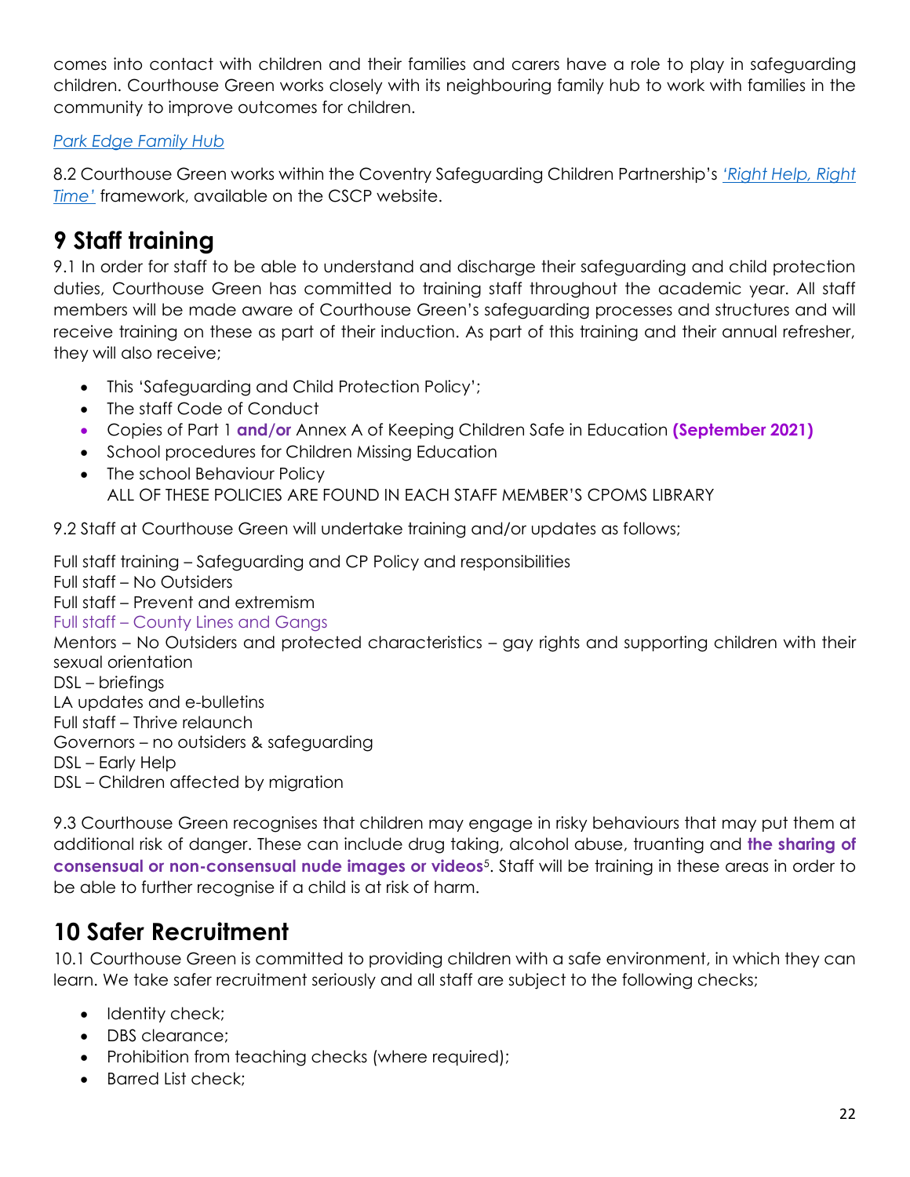comes into contact with children and their families and carers have a role to play in safeguarding children. Courthouse Green works closely with its neighbouring family hub to work with families in the community to improve outcomes for children.

*Park Edge Family Hub*

8.2 Courthouse Green works within the Coventry Safeguarding Children Partnership's *'Right Help, Right Time'* framework, available on the CSCP website.

# 9 Staff training

9.1 In order for staff to be able to understand and discharge their safeguarding and child protection duties, Courthouse Green has committed to training staff throughout the academic year. All staff members will be made aware of Courthouse Green's safeguarding processes and structures and will receive training on these as part of their induction. As part of this training and their annual refresher, they will also receive;

- This 'Safeguarding and Child Protection Policy';
- The staff Code of Conduct
- Copies of Part 1 **and/or** Annex A of Keeping Children Safe in Education **(September 2021)**
- School procedures for Children Missing Education
- The school Behaviour Policy
  ALL OF THESE POLICIES ARE FOUND IN EACH STAFF MEMBER'S CPOMS LIBRARY

9.2 Staff at Courthouse Green will undertake training and/or updates as follows;

Full staff training – Safeguarding and CP Policy and responsibilities
Full staff – No Outsiders
Full staff – Prevent and extremism
Full staff – County Lines and Gangs
Mentors – No Outsiders and protected characteristics – gay rights and supporting children with their sexual orientation
DSL – briefings
LA updates and e-bulletins
Full staff – Thrive relaunch
Governors – no outsiders & safeguarding
DSL – Early Help
DSL – Children affected by migration

9.3 Courthouse Green recognises that children may engage in risky behaviours that may put them at additional risk of danger. These can include drug taking, alcohol abuse, truanting and **the sharing of consensual or non-consensual nude images or videos**[5]. Staff will be training in these areas in order to be able to further recognise if a child is at risk of harm.

# 10 Safer Recruitment

10.1 Courthouse Green is committed to providing children with a safe environment, in which they can learn. We take safer recruitment seriously and all staff are subject to the following checks;

- Identity check;
- DBS clearance;
- Prohibition from teaching checks (where required);
- Barred List check;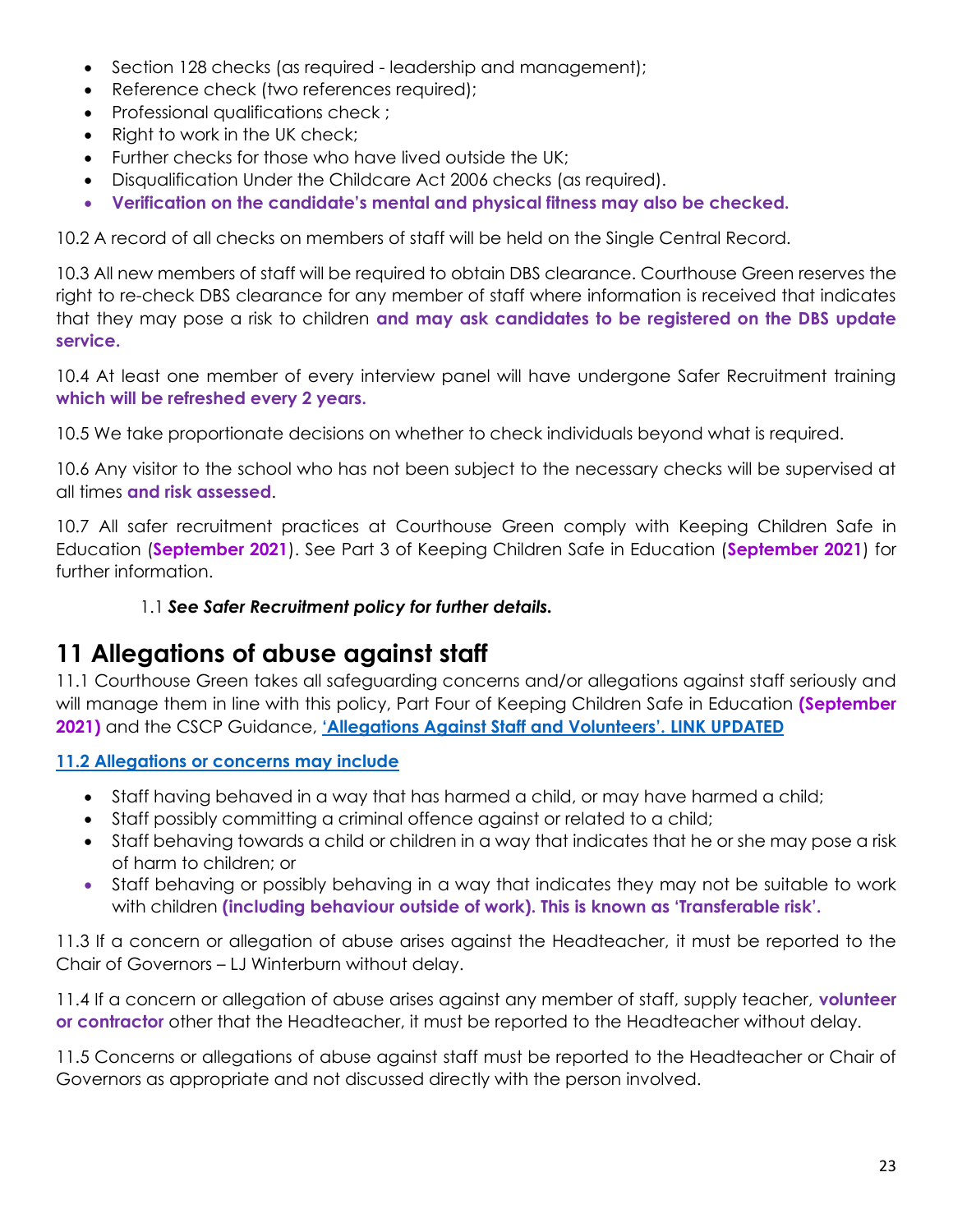- Section 128 checks (as required - leadership and management);
- Reference check (two references required);
- Professional qualifications check ;
- Right to work in the UK check;
- Further checks for those who have lived outside the UK;
- Disqualification Under the Childcare Act 2006 checks (as required).
- **Verification on the candidate's mental and physical fitness may also be checked.**

10.2 A record of all checks on members of staff will be held on the Single Central Record.

10.3 All new members of staff will be required to obtain DBS clearance. Courthouse Green reserves the right to re-check DBS clearance for any member of staff where information is received that indicates that they may pose a risk to children **and may ask candidates to be registered on the DBS update service.**

10.4 At least one member of every interview panel will have undergone Safer Recruitment training **which will be refreshed every 2 years.**

10.5 We take proportionate decisions on whether to check individuals beyond what is required.

10.6 Any visitor to the school who has not been subject to the necessary checks will be supervised at all times **and risk assessed**.

10.7 All safer recruitment practices at Courthouse Green comply with Keeping Children Safe in Education (**September 2021**). See Part 3 of Keeping Children Safe in Education (**September 2021**) for further information.

1.1 ***See Safer Recruitment policy for further details.***

# 11 Allegations of abuse against staff

11.1 Courthouse Green takes all safeguarding concerns and/or allegations against staff seriously and will manage them in line with this policy, Part Four of Keeping Children Safe in Education **(September 2021)** and the CSCP Guidance, **'Allegations Against Staff and Volunteers'. LINK UPDATED**

**11.2 Allegations or concerns may include**

- Staff having behaved in a way that has harmed a child, or may have harmed a child;
- Staff possibly committing a criminal offence against or related to a child;
- Staff behaving towards a child or children in a way that indicates that he or she may pose a risk of harm to children; or
- Staff behaving or possibly behaving in a way that indicates they may not be suitable to work with children **(including behaviour outside of work). This is known as 'Transferable risk'.**

11.3 If a concern or allegation of abuse arises against the Headteacher, it must be reported to the Chair of Governors – LJ Winterburn without delay.

11.4 If a concern or allegation of abuse arises against any member of staff, supply teacher, **volunteer or contractor** other that the Headteacher, it must be reported to the Headteacher without delay.

11.5 Concerns or allegations of abuse against staff must be reported to the Headteacher or Chair of Governors as appropriate and not discussed directly with the person involved.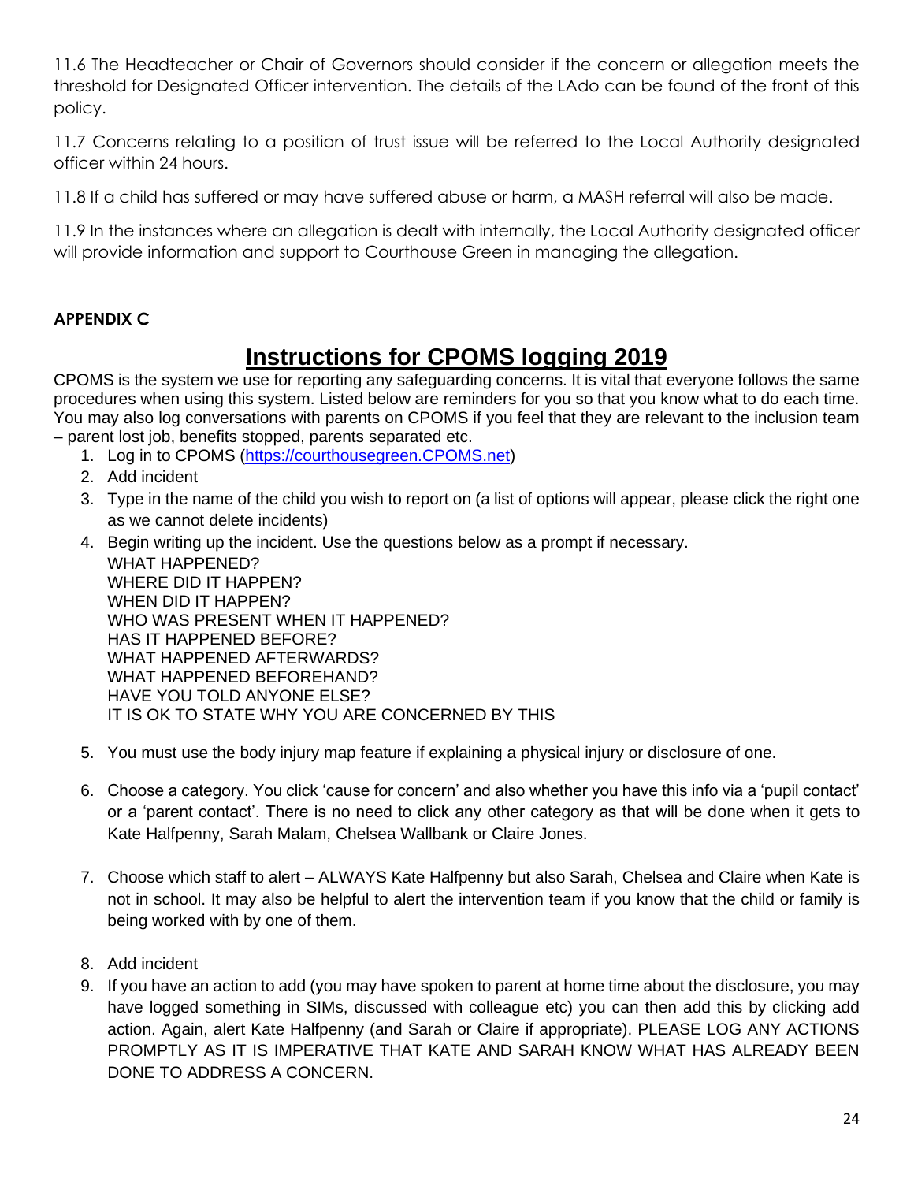11.6 The Headteacher or Chair of Governors should consider if the concern or allegation meets the threshold for Designated Officer intervention. The details of the LAdo can be found of the front of this policy.

11.7 Concerns relating to a position of trust issue will be referred to the Local Authority designated officer within 24 hours.

11.8 If a child has suffered or may have suffered abuse or harm, a MASH referral will also be made.

11.9 In the instances where an allegation is dealt with internally, the Local Authority designated officer will provide information and support to Courthouse Green in managing the allegation.

**APPENDIX C**

# Instructions for CPOMS logging 2019

CPOMS is the system we use for reporting any safeguarding concerns. It is vital that everyone follows the same procedures when using this system. Listed below are reminders for you so that you know what to do each time. You may also log conversations with parents on CPOMS if you feel that they are relevant to the inclusion team – parent lost job, benefits stopped, parents separated etc.

1. Log in to CPOMS (https://courthousegreen.CPOMS.net)
2. Add incident
3. Type in the name of the child you wish to report on (a list of options will appear, please click the right one as we cannot delete incidents)
4. Begin writing up the incident. Use the questions below as a prompt if necessary.
   WHAT HAPPENED?
   WHERE DID IT HAPPEN?
   WHEN DID IT HAPPEN?
   WHO WAS PRESENT WHEN IT HAPPENED?
   HAS IT HAPPENED BEFORE?
   WHAT HAPPENED AFTERWARDS?
   WHAT HAPPENED BEFOREHAND?
   HAVE YOU TOLD ANYONE ELSE?
   IT IS OK TO STATE WHY YOU ARE CONCERNED BY THIS
5. You must use the body injury map feature if explaining a physical injury or disclosure of one.
6. Choose a category. You click 'cause for concern' and also whether you have this info via a 'pupil contact' or a 'parent contact'. There is no need to click any other category as that will be done when it gets to Kate Halfpenny, Sarah Malam, Chelsea Wallbank or Claire Jones.
7. Choose which staff to alert – ALWAYS Kate Halfpenny but also Sarah, Chelsea and Claire when Kate is not in school. It may also be helpful to alert the intervention team if you know that the child or family is being worked with by one of them.
8. Add incident
9. If you have an action to add (you may have spoken to parent at home time about the disclosure, you may have logged something in SIMs, discussed with colleague etc) you can then add this by clicking add action. Again, alert Kate Halfpenny (and Sarah or Claire if appropriate). PLEASE LOG ANY ACTIONS PROMPTLY AS IT IS IMPERATIVE THAT KATE AND SARAH KNOW WHAT HAS ALREADY BEEN DONE TO ADDRESS A CONCERN.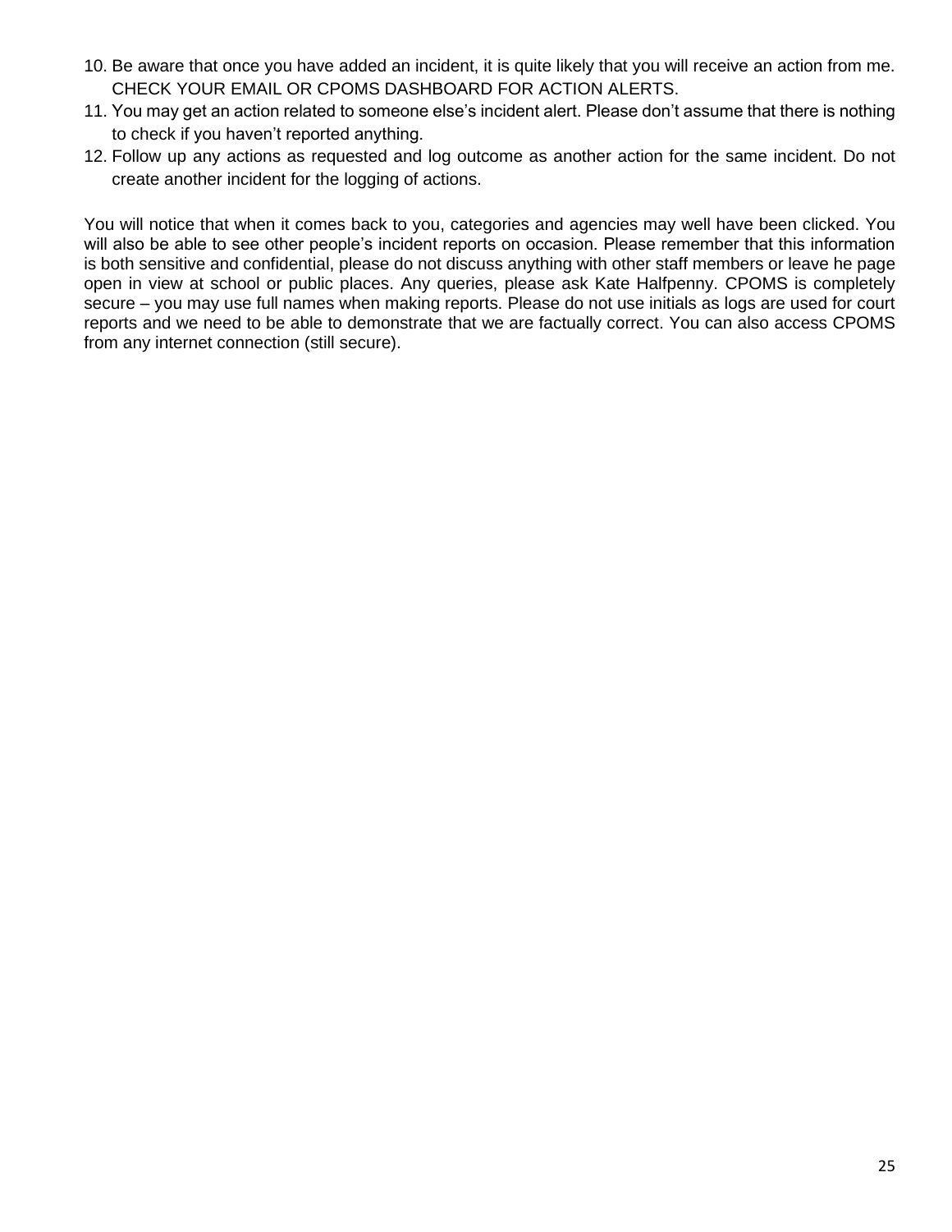10. Be aware that once you have added an incident, it is quite likely that you will receive an action from me. CHECK YOUR EMAIL OR CPOMS DASHBOARD FOR ACTION ALERTS.
11. You may get an action related to someone else's incident alert. Please don't assume that there is nothing to check if you haven't reported anything.
12. Follow up any actions as requested and log outcome as another action for the same incident. Do not create another incident for the logging of actions.

You will notice that when it comes back to you, categories and agencies may well have been clicked. You will also be able to see other people's incident reports on occasion. Please remember that this information is both sensitive and confidential, please do not discuss anything with other staff members or leave he page open in view at school or public places. Any queries, please ask Kate Halfpenny. CPOMS is completely secure – you may use full names when making reports. Please do not use initials as logs are used for court reports and we need to be able to demonstrate that we are factually correct. You can also access CPOMS from any internet connection (still secure).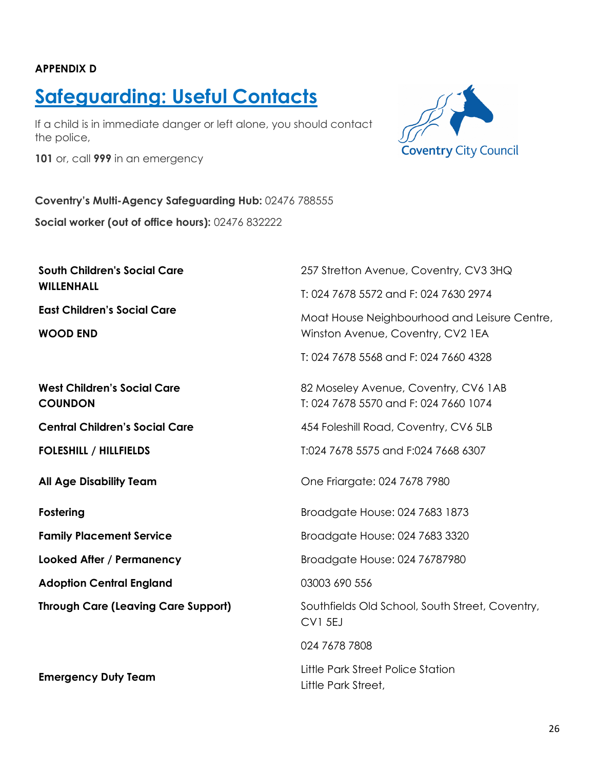**APPENDIX D**

# Safeguarding: Useful Contacts

If a child is in immediate danger or left alone, you should contact the police,

**101** or, call **999** in an emergency

**Coventry's Multi-Agency Safeguarding Hub:** 02476 788555

**Social worker (out of office hours):** 02476 832222

| | |
|---|---|
| **South Children's Social Care WILLENHALL** | 257 Stretton Avenue, Coventry, CV3 3HQ<br>T: 024 7678 5572 and F: 024 7630 2974 |
| **East Children's Social Care WOOD END** | Moat House Neighbourhood and Leisure Centre, Winston Avenue, Coventry, CV2 1EA<br>T: 024 7678 5568 and F: 024 7660 4328 |
| **West Children's Social Care COUNDON** | 82 Moseley Avenue, Coventry, CV6 1AB<br>T: 024 7678 5570 and F: 024 7660 1074 |
| **Central Children's Social Care FOLESHILL / HILLFIELDS** | 454 Foleshill Road, Coventry, CV6 5LB<br>T:024 7678 5575 and F:024 7668 6307 |
| **All Age Disability Team** | One Friargate: 024 7678 7980 |
| **Fostering** | Broadgate House: 024 7683 1873 |
| **Family Placement Service** | Broadgate House: 024 7683 3320 |
| **Looked After / Permanency** | Broadgate House: 024 76787980 |
| **Adoption Central England** | 03003 690 556 |
| **Through Care (Leaving Care Support)** | Southfields Old School, South Street, Coventry, CV1 5EJ<br>024 7678 7808 |
| **Emergency Duty Team** | Little Park Street Police Station<br>Little Park Street, |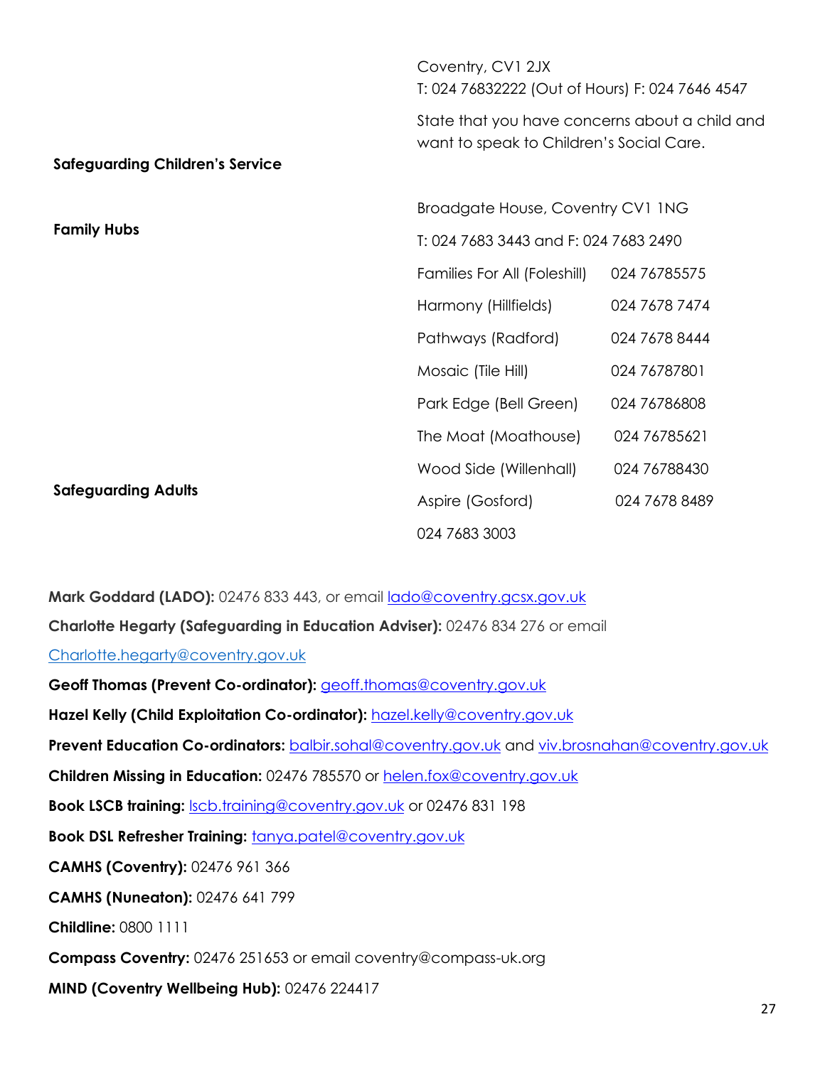| | |
|---|---|
| **Safeguarding Children's Service** | Coventry, CV1 2JX<br>T: 024 76832222 (Out of Hours) F: 024 7646 4547<br>State that you have concerns about a child and want to speak to Children's Social Care. |
| **Family Hubs** | Broadgate House, Coventry CV1 1NG<br>T: 024 7683 3443 and F: 024 7683 2490<br>Families For All (Foleshill) 024 76785575<br>Harmony (Hillfields) 024 7678 7474<br>Pathways (Radford) 024 7678 8444<br>Mosaic (Tile Hill) 024 76787801<br>Park Edge (Bell Green) 024 76786808<br>The Moat (Moathouse) 024 76785621<br>Wood Side (Willenhall) 024 76788430<br>Aspire (Gosford) 024 7678 8489 |
| **Safeguarding Adults** | 024 7683 3003 |

**Mark Goddard (LADO):** 02476 833 443, or email lado@coventry.gcsx.gov.uk

**Charlotte Hegarty (Safeguarding in Education Adviser):** 02476 834 276 or email Charlotte.hegarty@coventry.gov.uk

**Geoff Thomas (Prevent Co-ordinator):** geoff.thomas@coventry.gov.uk

**Hazel Kelly (Child Exploitation Co-ordinator):** hazel.kelly@coventry.gov.uk

**Prevent Education Co-ordinators:** balbir.sohal@coventry.gov.uk and viv.brosnahan@coventry.gov.uk

**Children Missing in Education:** 02476 785570 or helen.fox@coventry.gov.uk

**Book LSCB training:** lscb.training@coventry.gov.uk or 02476 831 198

**Book DSL Refresher Training:** tanya.patel@coventry.gov.uk

**CAMHS (Coventry):** 02476 961 366

**CAMHS (Nuneaton):** 02476 641 799

**Childline:** 0800 1111

**Compass Coventry:** 02476 251653 or email coventry@compass-uk.org

**MIND (Coventry Wellbeing Hub):** 02476 224417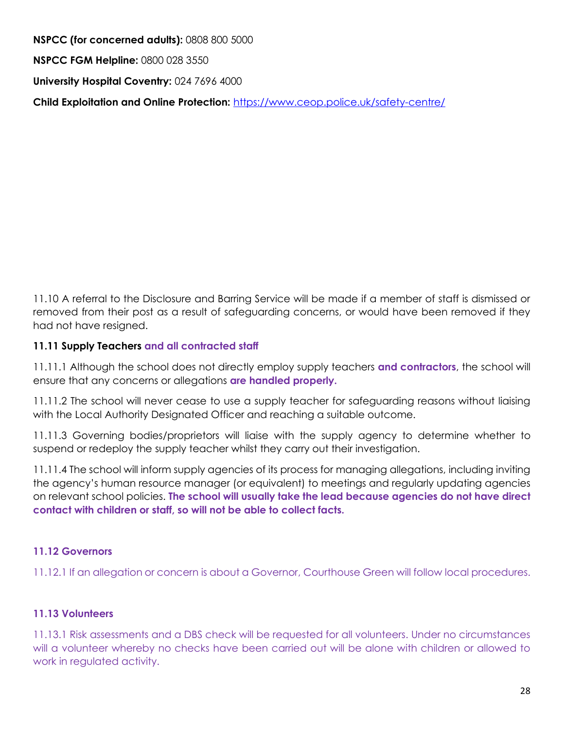**NSPCC (for concerned adults):** 0808 800 5000

**NSPCC FGM Helpline:** 0800 028 3550

**University Hospital Coventry:** 024 7696 4000

**Child Exploitation and Online Protection:** https://www.ceop.police.uk/safety-centre/

11.10 A referral to the Disclosure and Barring Service will be made if a member of staff is dismissed or removed from their post as a result of safeguarding concerns, or would have been removed if they had not have resigned.

**11.11 Supply Teachers and all contracted staff**

11.11.1 Although the school does not directly employ supply teachers **and contractors**, the school will ensure that any concerns or allegations **are handled properly.**

11.11.2 The school will never cease to use a supply teacher for safeguarding reasons without liaising with the Local Authority Designated Officer and reaching a suitable outcome.

11.11.3 Governing bodies/proprietors will liaise with the supply agency to determine whether to suspend or redeploy the supply teacher whilst they carry out their investigation.

11.11.4 The school will inform supply agencies of its process for managing allegations, including inviting the agency's human resource manager (or equivalent) to meetings and regularly updating agencies on relevant school policies. **The school will usually take the lead because agencies do not have direct contact with children or staff, so will not be able to collect facts.**

**11.12 Governors**

11.12.1 If an allegation or concern is about a Governor, Courthouse Green will follow local procedures.

**11.13 Volunteers**

11.13.1 Risk assessments and a DBS check will be requested for all volunteers. Under no circumstances will a volunteer whereby no checks have been carried out will be alone with children or allowed to work in regulated activity.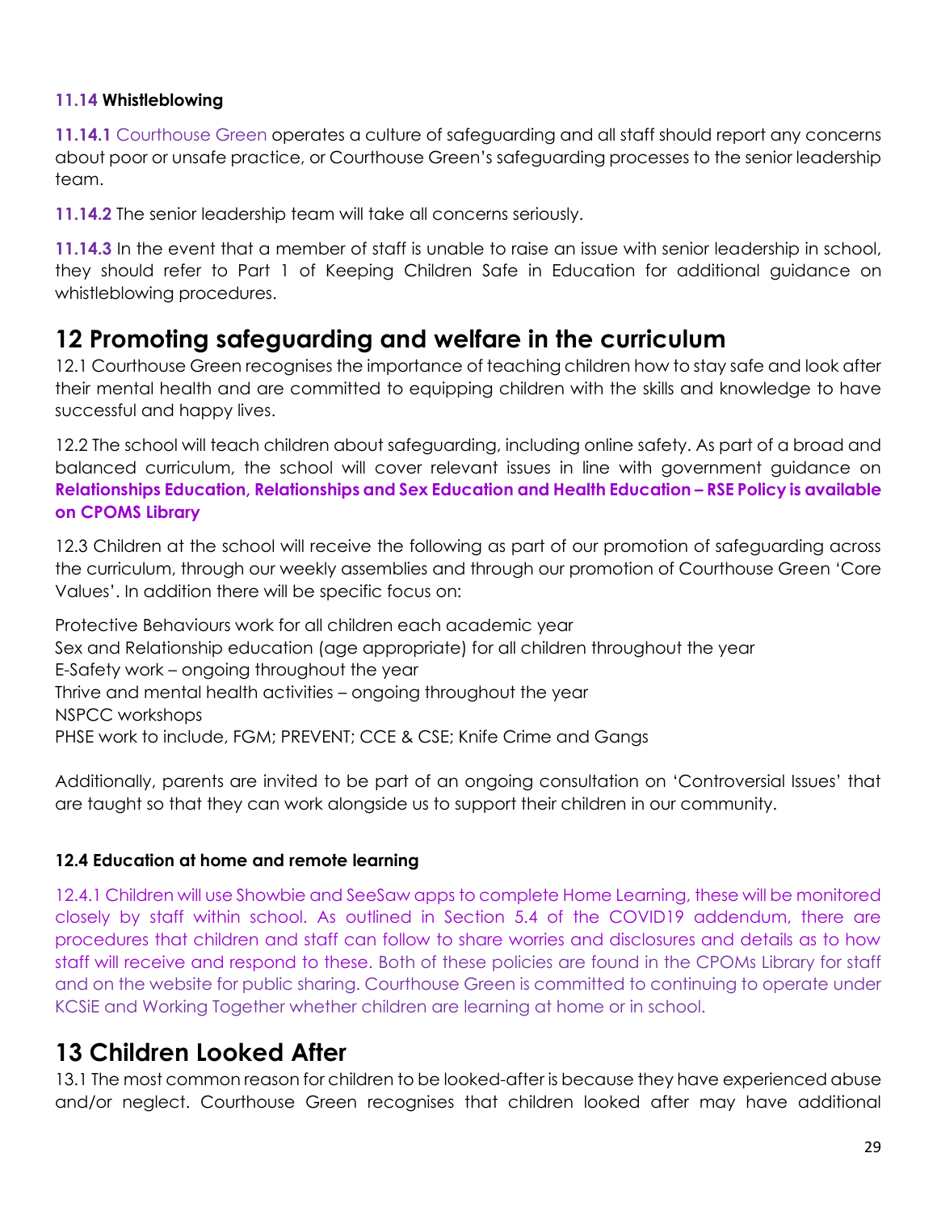### 11.14 Whistleblowing

**11.14.1** Courthouse Green operates a culture of safeguarding and all staff should report any concerns about poor or unsafe practice, or Courthouse Green's safeguarding processes to the senior leadership team.

**11.14.2** The senior leadership team will take all concerns seriously.

**11.14.3** In the event that a member of staff is unable to raise an issue with senior leadership in school, they should refer to Part 1 of Keeping Children Safe in Education for additional guidance on whistleblowing procedures.

# 12 Promoting safeguarding and welfare in the curriculum

12.1 Courthouse Green recognises the importance of teaching children how to stay safe and look after their mental health and are committed to equipping children with the skills and knowledge to have successful and happy lives.

12.2 The school will teach children about safeguarding, including online safety. As part of a broad and balanced curriculum, the school will cover relevant issues in line with government guidance on **Relationships Education, Relationships and Sex Education and Health Education – RSE Policy is available on CPOMS Library**

12.3 Children at the school will receive the following as part of our promotion of safeguarding across the curriculum, through our weekly assemblies and through our promotion of Courthouse Green 'Core Values'. In addition there will be specific focus on:

Protective Behaviours work for all children each academic year
Sex and Relationship education (age appropriate) for all children throughout the year
E-Safety work – ongoing throughout the year
Thrive and mental health activities – ongoing throughout the year
NSPCC workshops
PHSE work to include, FGM; PREVENT; CCE & CSE; Knife Crime and Gangs

Additionally, parents are invited to be part of an ongoing consultation on 'Controversial Issues' that are taught so that they can work alongside us to support their children in our community.

### 12.4 Education at home and remote learning

12.4.1 Children will use Showbie and SeeSaw apps to complete Home Learning, these will be monitored closely by staff within school. As outlined in Section 5.4 of the COVID19 addendum, there are procedures that children and staff can follow to share worries and disclosures and details as to how staff will receive and respond to these. Both of these policies are found in the CPOMs Library for staff and on the website for public sharing. Courthouse Green is committed to continuing to operate under KCSiE and Working Together whether children are learning at home or in school.

# 13 Children Looked After

13.1 The most common reason for children to be looked-after is because they have experienced abuse and/or neglect. Courthouse Green recognises that children looked after may have additional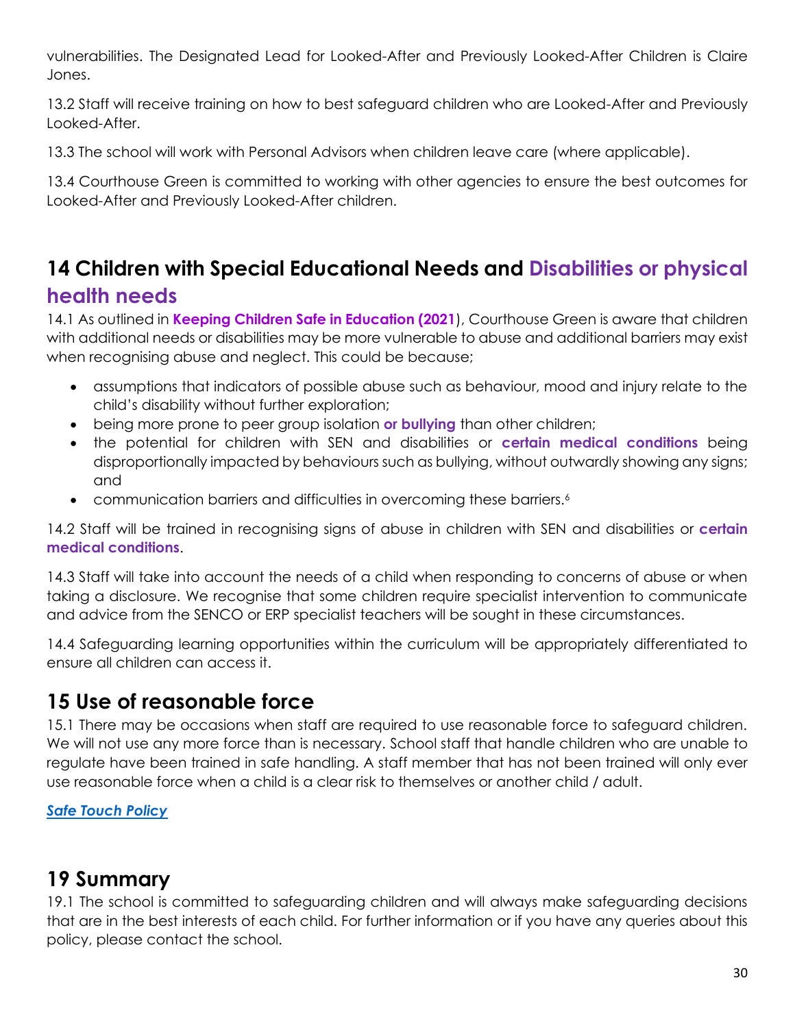vulnerabilities. The Designated Lead for Looked-After and Previously Looked-After Children is Claire Jones.

13.2 Staff will receive training on how to best safeguard children who are Looked-After and Previously Looked-After.

13.3 The school will work with Personal Advisors when children leave care (where applicable).

13.4 Courthouse Green is committed to working with other agencies to ensure the best outcomes for Looked-After and Previously Looked-After children.

## 14 Children with Special Educational Needs and Disabilities or physical health needs

14.1 As outlined in **Keeping Children Safe in Education (2021**), Courthouse Green is aware that children with additional needs or disabilities may be more vulnerable to abuse and additional barriers may exist when recognising abuse and neglect. This could be because;

- assumptions that indicators of possible abuse such as behaviour, mood and injury relate to the child's disability without further exploration;
- being more prone to peer group isolation **or bullying** than other children;
- the potential for children with SEN and disabilities or **certain medical conditions** being disproportionally impacted by behaviours such as bullying, without outwardly showing any signs; and
- communication barriers and difficulties in overcoming these barriers.[6]

14.2 Staff will be trained in recognising signs of abuse in children with SEN and disabilities or **certain medical conditions**.

14.3 Staff will take into account the needs of a child when responding to concerns of abuse or when taking a disclosure. We recognise that some children require specialist intervention to communicate and advice from the SENCO or ERP specialist teachers will be sought in these circumstances.

14.4 Safeguarding learning opportunities within the curriculum will be appropriately differentiated to ensure all children can access it.

## 15 Use of reasonable force

15.1 There may be occasions when staff are required to use reasonable force to safeguard children. We will not use any more force than is necessary. School staff that handle children who are unable to regulate have been trained in safe handling. A staff member that has not been trained will only ever use reasonable force when a child is a clear risk to themselves or another child / adult.

***Safe Touch Policy***

## 19 Summary

19.1 The school is committed to safeguarding children and will always make safeguarding decisions that are in the best interests of each child. For further information or if you have any queries about this policy, please contact the school.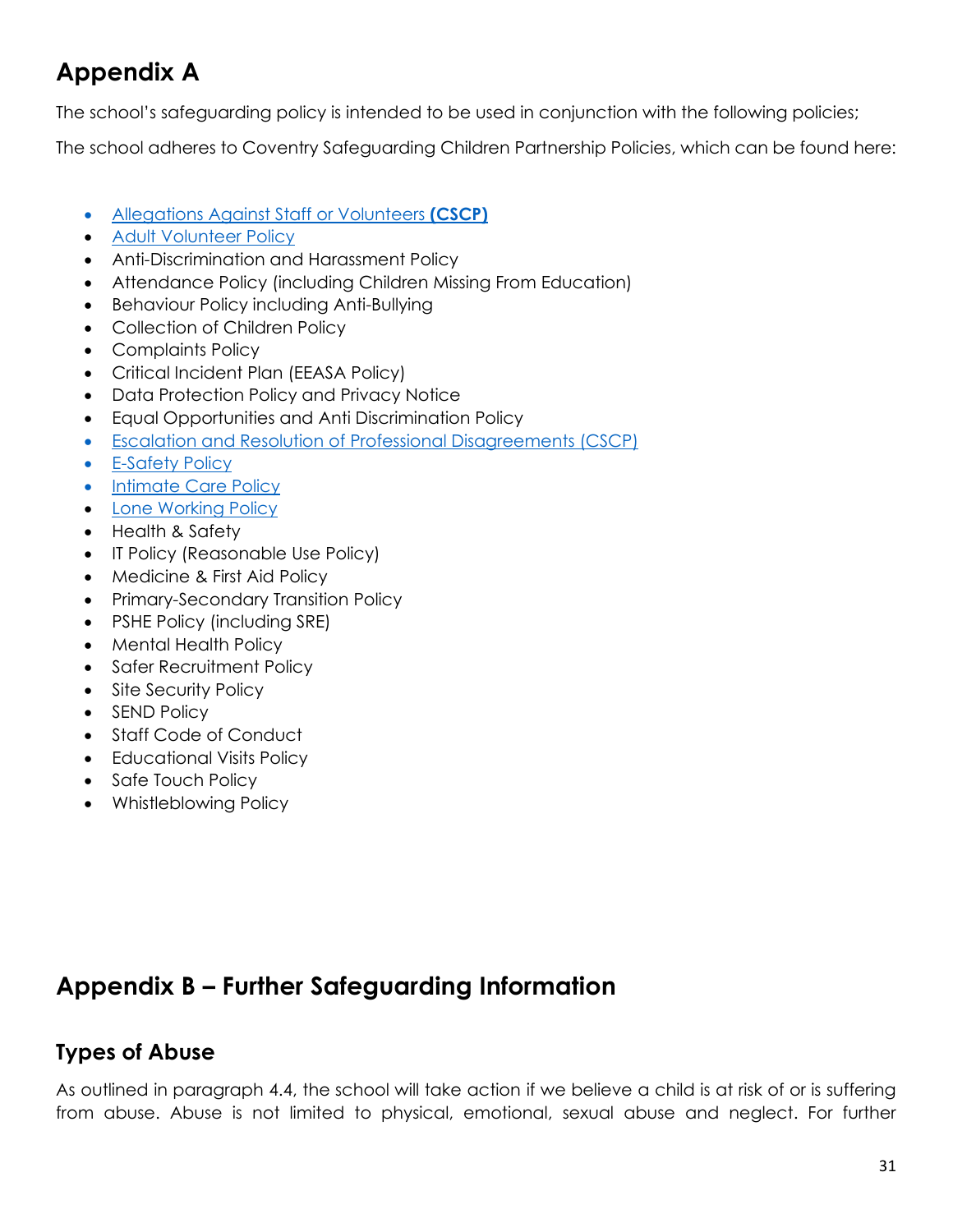# Appendix A

The school's safeguarding policy is intended to be used in conjunction with the following policies;

The school adheres to Coventry Safeguarding Children Partnership Policies, which can be found here:

- Allegations Against Staff or Volunteers **(CSCP)**
- Adult Volunteer Policy
- Anti-Discrimination and Harassment Policy
- Attendance Policy (including Children Missing From Education)
- Behaviour Policy including Anti-Bullying
- Collection of Children Policy
- Complaints Policy
- Critical Incident Plan (EEASA Policy)
- Data Protection Policy and Privacy Notice
- Equal Opportunities and Anti Discrimination Policy
- Escalation and Resolution of Professional Disagreements (CSCP)
- E-Safety Policy
- Intimate Care Policy
- Lone Working Policy
- Health & Safety
- IT Policy (Reasonable Use Policy)
- Medicine & First Aid Policy
- Primary-Secondary Transition Policy
- PSHE Policy (including SRE)
- Mental Health Policy
- Safer Recruitment Policy
- Site Security Policy
- SEND Policy
- Staff Code of Conduct
- Educational Visits Policy
- Safe Touch Policy
- Whistleblowing Policy

# Appendix B – Further Safeguarding Information

## Types of Abuse

As outlined in paragraph 4.4, the school will take action if we believe a child is at risk of or is suffering from abuse. Abuse is not limited to physical, emotional, sexual abuse and neglect. For further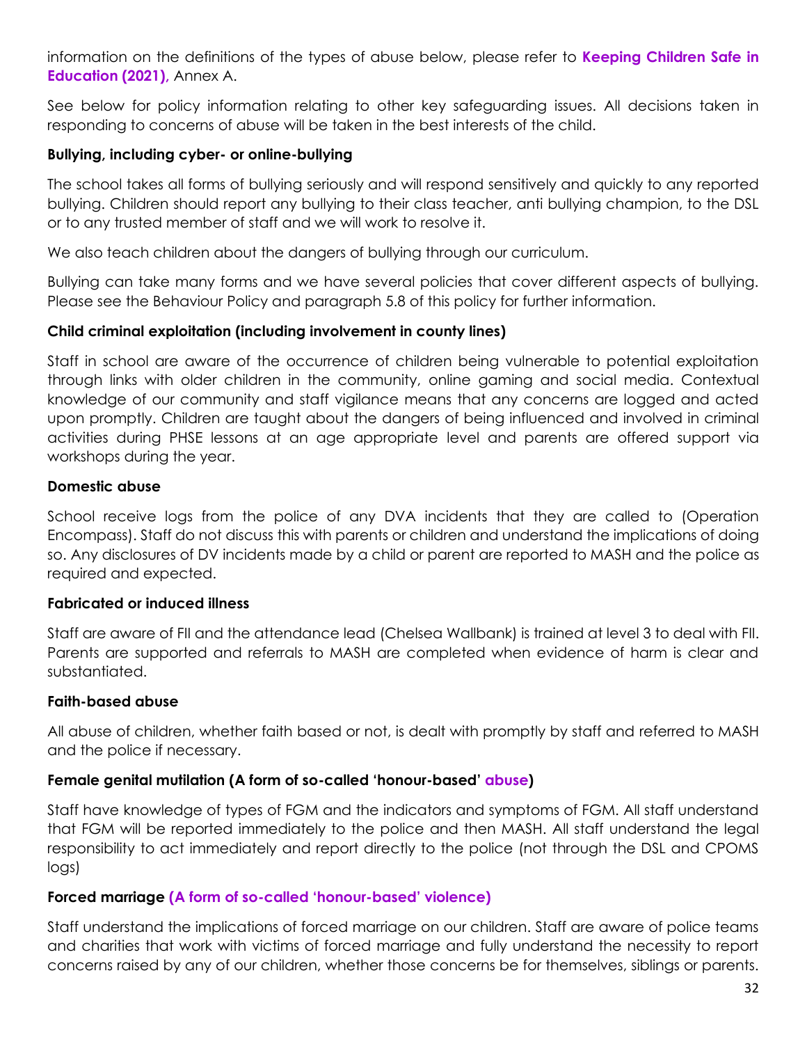information on the definitions of the types of abuse below, please refer to **Keeping Children Safe in Education (2021),** Annex A.

See below for policy information relating to other key safeguarding issues. All decisions taken in responding to concerns of abuse will be taken in the best interests of the child.

**Bullying, including cyber- or online-bullying**

The school takes all forms of bullying seriously and will respond sensitively and quickly to any reported bullying. Children should report any bullying to their class teacher, anti bullying champion, to the DSL or to any trusted member of staff and we will work to resolve it.

We also teach children about the dangers of bullying through our curriculum.

Bullying can take many forms and we have several policies that cover different aspects of bullying. Please see the Behaviour Policy and paragraph 5.8 of this policy for further information.

**Child criminal exploitation (including involvement in county lines)**

Staff in school are aware of the occurrence of children being vulnerable to potential exploitation through links with older children in the community, online gaming and social media. Contextual knowledge of our community and staff vigilance means that any concerns are logged and acted upon promptly. Children are taught about the dangers of being influenced and involved in criminal activities during PHSE lessons at an age appropriate level and parents are offered support via workshops during the year.

**Domestic abuse**

School receive logs from the police of any DVA incidents that they are called to (Operation Encompass). Staff do not discuss this with parents or children and understand the implications of doing so. Any disclosures of DV incidents made by a child or parent are reported to MASH and the police as required and expected.

**Fabricated or induced illness**

Staff are aware of FII and the attendance lead (Chelsea Wallbank) is trained at level 3 to deal with FII. Parents are supported and referrals to MASH are completed when evidence of harm is clear and substantiated.

**Faith-based abuse**

All abuse of children, whether faith based or not, is dealt with promptly by staff and referred to MASH and the police if necessary.

**Female genital mutilation (A form of so-called 'honour-based' abuse)**

Staff have knowledge of types of FGM and the indicators and symptoms of FGM. All staff understand that FGM will be reported immediately to the police and then MASH. All staff understand the legal responsibility to act immediately and report directly to the police (not through the DSL and CPOMS logs)

**Forced marriage (A form of so-called 'honour-based' violence)**

Staff understand the implications of forced marriage on our children. Staff are aware of police teams and charities that work with victims of forced marriage and fully understand the necessity to report concerns raised by any of our children, whether those concerns be for themselves, siblings or parents.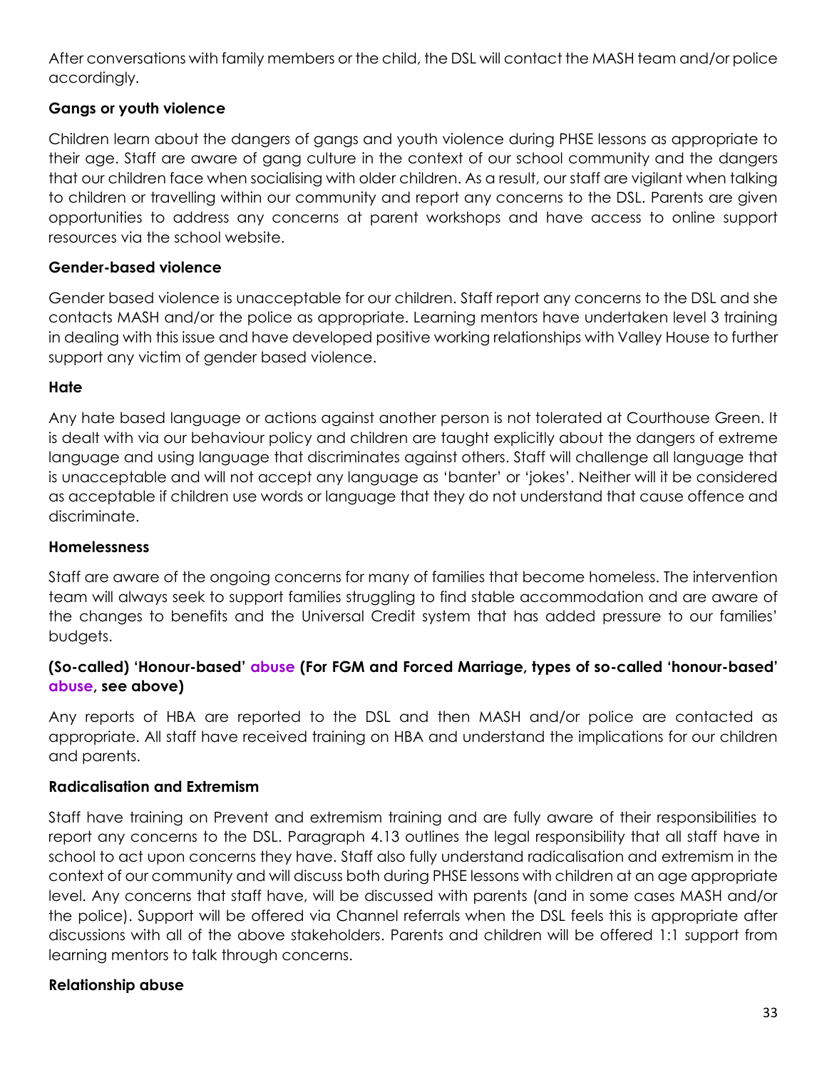After conversations with family members or the child, the DSL will contact the MASH team and/or police accordingly.

**Gangs or youth violence**

Children learn about the dangers of gangs and youth violence during PHSE lessons as appropriate to their age. Staff are aware of gang culture in the context of our school community and the dangers that our children face when socialising with older children. As a result, our staff are vigilant when talking to children or travelling within our community and report any concerns to the DSL. Parents are given opportunities to address any concerns at parent workshops and have access to online support resources via the school website.

**Gender-based violence**

Gender based violence is unacceptable for our children. Staff report any concerns to the DSL and she contacts MASH and/or the police as appropriate. Learning mentors have undertaken level 3 training in dealing with this issue and have developed positive working relationships with Valley House to further support any victim of gender based violence.

**Hate**

Any hate based language or actions against another person is not tolerated at Courthouse Green. It is dealt with via our behaviour policy and children are taught explicitly about the dangers of extreme language and using language that discriminates against others. Staff will challenge all language that is unacceptable and will not accept any language as 'banter' or 'jokes'. Neither will it be considered as acceptable if children use words or language that they do not understand that cause offence and discriminate.

**Homelessness**

Staff are aware of the ongoing concerns for many of families that become homeless. The intervention team will always seek to support families struggling to find stable accommodation and are aware of the changes to benefits and the Universal Credit system that has added pressure to our families' budgets.

**(So-called) 'Honour-based' abuse (For FGM and Forced Marriage, types of so-called 'honour-based' abuse, see above)**

Any reports of HBA are reported to the DSL and then MASH and/or police are contacted as appropriate. All staff have received training on HBA and understand the implications for our children and parents.

**Radicalisation and Extremism**

Staff have training on Prevent and extremism training and are fully aware of their responsibilities to report any concerns to the DSL. Paragraph 4.13 outlines the legal responsibility that all staff have in school to act upon concerns they have. Staff also fully understand radicalisation and extremism in the context of our community and will discuss both during PHSE lessons with children at an age appropriate level. Any concerns that staff have, will be discussed with parents (and in some cases MASH and/or the police). Support will be offered via Channel referrals when the DSL feels this is appropriate after discussions with all of the above stakeholders. Parents and children will be offered 1:1 support from learning mentors to talk through concerns.

**Relationship abuse**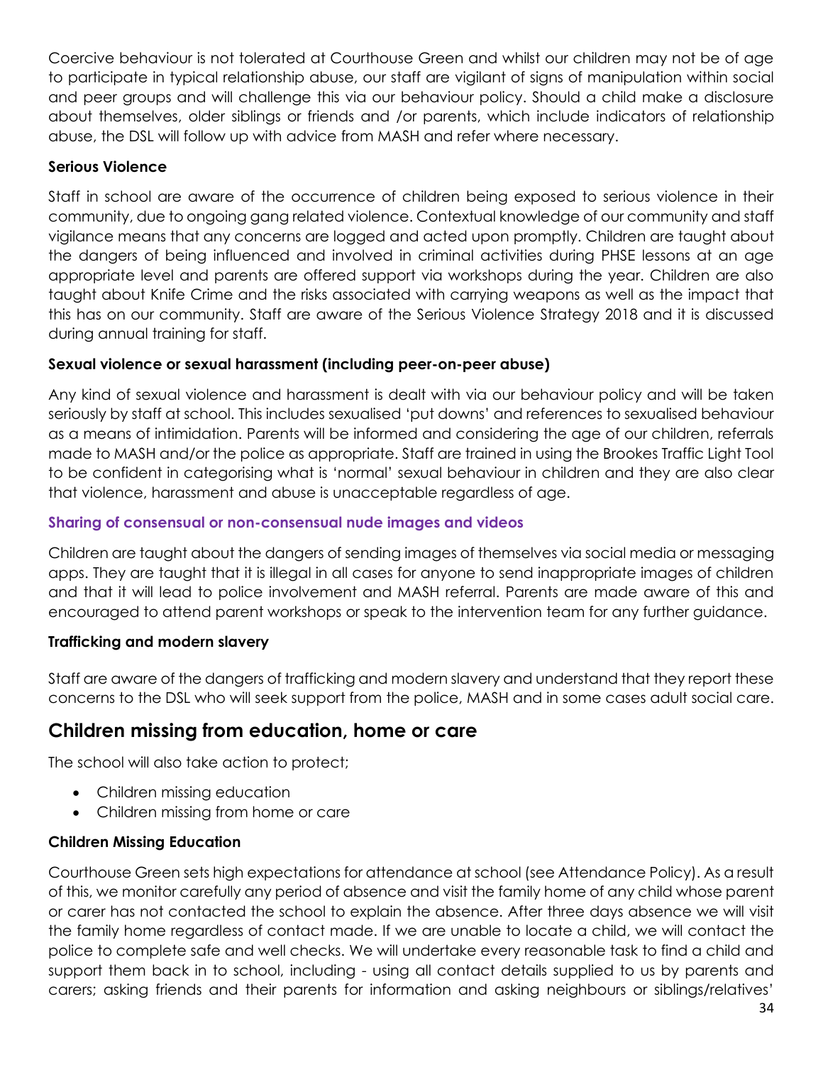Coercive behaviour is not tolerated at Courthouse Green and whilst our children may not be of age to participate in typical relationship abuse, our staff are vigilant of signs of manipulation within social and peer groups and will challenge this via our behaviour policy. Should a child make a disclosure about themselves, older siblings or friends and /or parents, which include indicators of relationship abuse, the DSL will follow up with advice from MASH and refer where necessary.

### Serious Violence

Staff in school are aware of the occurrence of children being exposed to serious violence in their community, due to ongoing gang related violence. Contextual knowledge of our community and staff vigilance means that any concerns are logged and acted upon promptly. Children are taught about the dangers of being influenced and involved in criminal activities during PHSE lessons at an age appropriate level and parents are offered support via workshops during the year. Children are also taught about Knife Crime and the risks associated with carrying weapons as well as the impact that this has on our community. Staff are aware of the Serious Violence Strategy 2018 and it is discussed during annual training for staff.

### Sexual violence or sexual harassment (including peer-on-peer abuse)

Any kind of sexual violence and harassment is dealt with via our behaviour policy and will be taken seriously by staff at school. This includes sexualised 'put downs' and references to sexualised behaviour as a means of intimidation. Parents will be informed and considering the age of our children, referrals made to MASH and/or the police as appropriate. Staff are trained in using the Brookes Traffic Light Tool to be confident in categorising what is 'normal' sexual behaviour in children and they are also clear that violence, harassment and abuse is unacceptable regardless of age.

### Sharing of consensual or non-consensual nude images and videos

Children are taught about the dangers of sending images of themselves via social media or messaging apps. They are taught that it is illegal in all cases for anyone to send inappropriate images of children and that it will lead to police involvement and MASH referral. Parents are made aware of this and encouraged to attend parent workshops or speak to the intervention team for any further guidance.

### Trafficking and modern slavery

Staff are aware of the dangers of trafficking and modern slavery and understand that they report these concerns to the DSL who will seek support from the police, MASH and in some cases adult social care.

## Children missing from education, home or care

The school will also take action to protect;

- Children missing education
- Children missing from home or care

### Children Missing Education

Courthouse Green sets high expectations for attendance at school (see Attendance Policy). As a result of this, we monitor carefully any period of absence and visit the family home of any child whose parent or carer has not contacted the school to explain the absence. After three days absence we will visit the family home regardless of contact made. If we are unable to locate a child, we will contact the police to complete safe and well checks. We will undertake every reasonable task to find a child and support them back in to school, including - using all contact details supplied to us by parents and carers; asking friends and their parents for information and asking neighbours or siblings/relatives'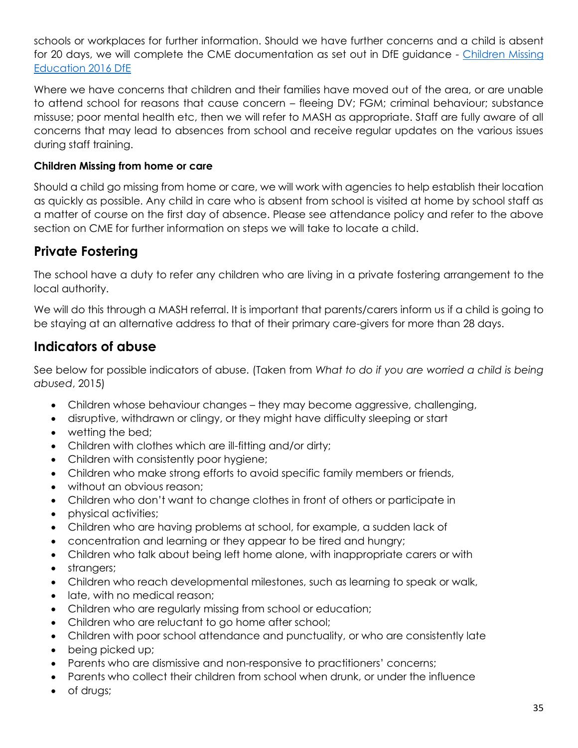schools or workplaces for further information. Should we have further concerns and a child is absent for 20 days, we will complete the CME documentation as set out in DfE guidance - [Children Missing Education 2016 DfE]

Where we have concerns that children and their families have moved out of the area, or are unable to attend school for reasons that cause concern – fleeing DV; FGM; criminal behaviour; substance missuse; poor mental health etc, then we will refer to MASH as appropriate. Staff are fully aware of all concerns that may lead to absences from school and receive regular updates on the various issues during staff training.

**Children Missing from home or care**

Should a child go missing from home or care, we will work with agencies to help establish their location as quickly as possible. Any child in care who is absent from school is visited at home by school staff as a matter of course on the first day of absence. Please see attendance policy and refer to the above section on CME for further information on steps we will take to locate a child.

## Private Fostering

The school have a duty to refer any children who are living in a private fostering arrangement to the local authority.

We will do this through a MASH referral. It is important that parents/carers inform us if a child is going to be staying at an alternative address to that of their primary care-givers for more than 28 days.

## Indicators of abuse

See below for possible indicators of abuse. (Taken from *What to do if you are worried a child is being abused*, 2015)

- Children whose behaviour changes – they may become aggressive, challenging,
- disruptive, withdrawn or clingy, or they might have difficulty sleeping or start
- wetting the bed;
- Children with clothes which are ill-fitting and/or dirty;
- Children with consistently poor hygiene;
- Children who make strong efforts to avoid specific family members or friends,
- without an obvious reason;
- Children who don't want to change clothes in front of others or participate in
- physical activities;
- Children who are having problems at school, for example, a sudden lack of
- concentration and learning or they appear to be tired and hungry;
- Children who talk about being left home alone, with inappropriate carers or with
- strangers;
- Children who reach developmental milestones, such as learning to speak or walk,
- late, with no medical reason;
- Children who are regularly missing from school or education;
- Children who are reluctant to go home after school;
- Children with poor school attendance and punctuality, or who are consistently late
- being picked up;
- Parents who are dismissive and non-responsive to practitioners' concerns;
- Parents who collect their children from school when drunk, or under the influence
- of drugs;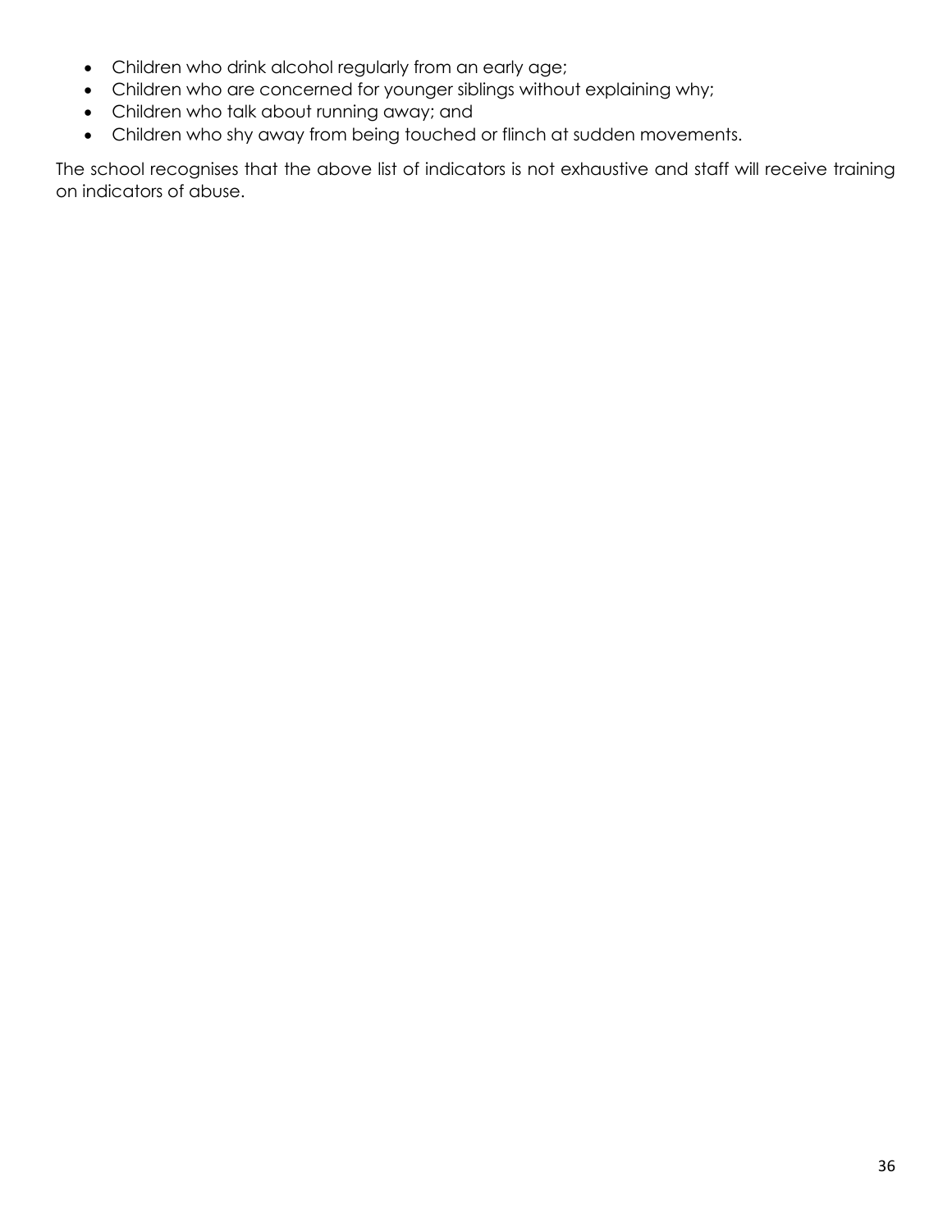- Children who drink alcohol regularly from an early age;
- Children who are concerned for younger siblings without explaining why;
- Children who talk about running away; and
- Children who shy away from being touched or flinch at sudden movements.

The school recognises that the above list of indicators is not exhaustive and staff will receive training on indicators of abuse.